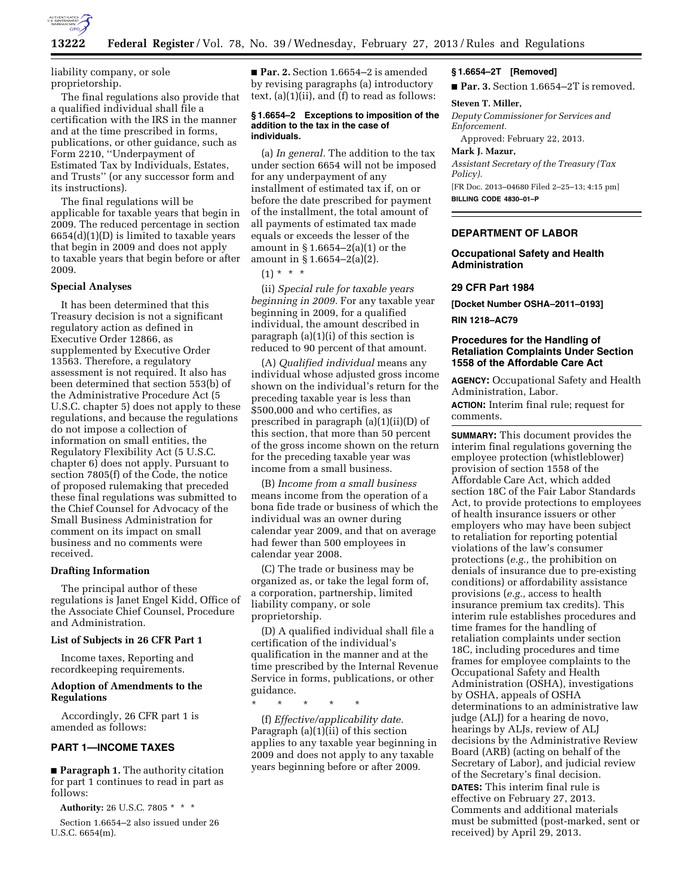liability company, or sole proprietorship.

The final regulations also provide that a qualified individual shall file a certification with the IRS in the manner and at the time prescribed in forms, publications, or other guidance, such as Form 2210, ''Underpayment of Estimated Tax by Individuals, Estates, and Trusts'' (or any successor form and its instructions).

The final regulations will be applicable for taxable years that begin in 2009. The reduced percentage in section 6654(d)(1)(D) is limited to taxable years that begin in 2009 and does not apply to taxable years that begin before or after 2009.

### Special Analyses

It has been determined that this Treasury decision is not a significant regulatory action as defined in Executive Order 12866, as supplemented by Executive Order 13563. Therefore, a regulatory assessment is not required. It also has been determined that section 553(b) of the Administrative Procedure Act (5 U.S.C. chapter 5) does not apply to these regulations, and because the regulations do not impose a collection of information on small entities, the Regulatory Flexibility Act (5 U.S.C. chapter 6) does not apply. Pursuant to section 7805(f) of the Code, the notice of proposed rulemaking that preceded these final regulations was submitted to the Chief Counsel for Advocacy of the Small Business Administration for comment on its impact on small business and no comments were received.

### Drafting Information

The principal author of these regulations is Janet Engel Kidd, Office of the Associate Chief Counsel, Procedure and Administration.

### List of Subjects in 26 CFR Part 1

Income taxes, Reporting and recordkeeping requirements.

### Adoption of Amendments to the Regulations

Accordingly, 26 CFR part 1 is amended as follows:

## PART 1—INCOME TAXES

■ **Paragraph 1.** The authority citation for part 1 continues to read in part as follows:

**Authority:** 26 U.S.C. 7805 * * *

Section 1.6654–2 also issued under 26 U.S.C. 6654(m).

■ **Par. 2.** Section 1.6654–2 is amended by revising paragraphs (a) introductory text, (a)(1)(ii), and (f) to read as follows:

#### § 1.6654–2 Exceptions to imposition of the addition to the tax in the case of individuals.

(a) *In general.* The addition to the tax under section 6654 will not be imposed for any underpayment of any installment of estimated tax if, on or before the date prescribed for payment of the installment, the total amount of all payments of estimated tax made equals or exceeds the lesser of the amount in § 1.6654–2(a)(1) or the amount in § 1.6654–2(a)(2).

(1) * * *

(ii) *Special rule for taxable years beginning in 2009.* For any taxable year beginning in 2009, for a qualified individual, the amount described in paragraph (a)(1)(i) of this section is reduced to 90 percent of that amount.

(A) *Qualified individual* means any individual whose adjusted gross income shown on the individual's return for the preceding taxable year is less than $500,000 and who certifies, as prescribed in paragraph (a)(1)(ii)(D) of this section, that more than 50 percent of the gross income shown on the return for the preceding taxable year was income from a small business.

(B) *Income from a small business* means income from the operation of a bona fide trade or business of which the individual was an owner during calendar year 2009, and that on average had fewer than 500 employees in calendar year 2008.

(C) The trade or business may be organized as, or take the legal form of, a corporation, partnership, limited liability company, or sole proprietorship.

(D) A qualified individual shall file a certification of the individual's qualification in the manner and at the time prescribed by the Internal Revenue Service in forms, publications, or other guidance.

\* \* \* \* \*

(f) *Effective/applicability date.* Paragraph (a)(1)(ii) of this section applies to any taxable year beginning in 2009 and does not apply to any taxable years beginning before or after 2009.

#### § 1.6654–2T [Removed]

■ **Par. 3.** Section 1.6654–2T is removed.

**Steven T. Miller,**

*Deputy Commissioner for Services and Enforcement.*

Approved: February 22, 2013.

**Mark J. Mazur,**

*Assistant Secretary of the Treasury (Tax Policy).*

[FR Doc. 2013–04680 Filed 2–25–13; 4:15 pm]

**BILLING CODE 4830–01–P**

## DEPARTMENT OF LABOR

### Occupational Safety and Health Administration

### 29 CFR Part 1984

**[Docket Number OSHA–2011–0193]**

**RIN 1218–AC79**

### Procedures for the Handling of Retaliation Complaints Under Section 1558 of the Affordable Care Act

**AGENCY:** Occupational Safety and Health Administration, Labor.

**ACTION:** Interim final rule; request for comments.

**SUMMARY:** This document provides the interim final regulations governing the employee protection (whistleblower) provision of section 1558 of the Affordable Care Act, which added section 18C of the Fair Labor Standards Act, to provide protections to employees of health insurance issuers or other employers who may have been subject to retaliation for reporting potential violations of the law's consumer protections (*e.g.,* the prohibition on denials of insurance due to pre-existing conditions) or affordability assistance provisions (*e.g.,* access to health insurance premium tax credits). This interim rule establishes procedures and time frames for the handling of retaliation complaints under section 18C, including procedures and time frames for employee complaints to the Occupational Safety and Health Administration (OSHA), investigations by OSHA, appeals of OSHA determinations to an administrative law judge (ALJ) for a hearing de novo, hearings by ALJs, review of ALJ decisions by the Administrative Review Board (ARB) (acting on behalf of the Secretary of Labor), and judicial review of the Secretary's final decision.

**DATES:** This interim final rule is effective on February 27, 2013. Comments and additional materials must be submitted (post-marked, sent or received) by April 29, 2013.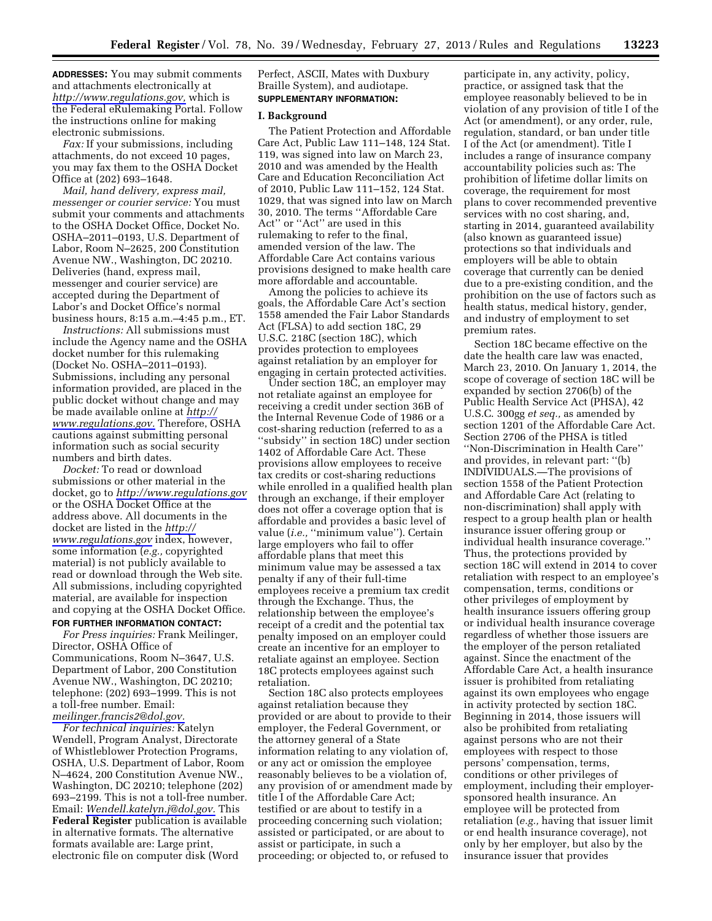**ADDRESSES:** You may submit comments and attachments electronically at *http://www.regulations.gov,* which is the Federal eRulemaking Portal. Follow the instructions online for making electronic submissions.

*Fax:* If your submissions, including attachments, do not exceed 10 pages, you may fax them to the OSHA Docket Office at (202) 693–1648.

*Mail, hand delivery, express mail, messenger or courier service:* You must submit your comments and attachments to the OSHA Docket Office, Docket No. OSHA–2011–0193, U.S. Department of Labor, Room N–2625, 200 Constitution Avenue NW., Washington, DC 20210. Deliveries (hand, express mail, messenger and courier service) are accepted during the Department of Labor's and Docket Office's normal business hours, 8:15 a.m.–4:45 p.m., ET.

*Instructions:* All submissions must include the Agency name and the OSHA docket number for this rulemaking (Docket No. OSHA–2011–0193). Submissions, including any personal information provided, are placed in the public docket without change and may be made available online at *http://www.regulations.gov.* Therefore, OSHA cautions against submitting personal information such as social security numbers and birth dates.

*Docket:* To read or download submissions or other material in the docket, go to *http://www.regulations.gov* or the OSHA Docket Office at the address above. All documents in the docket are listed in the *http://www.regulations.gov* index, however, some information (*e.g.,* copyrighted material) is not publicly available to read or download through the Web site. All submissions, including copyrighted material, are available for inspection and copying at the OSHA Docket Office.

**FOR FURTHER INFORMATION CONTACT:**

*For Press inquiries:* Frank Meilinger, Director, OSHA Office of Communications, Room N–3647, U.S. Department of Labor, 200 Constitution Avenue NW., Washington, DC 20210; telephone: (202) 693–1999. This is not a toll-free number. Email: *meilinger.francis2@dol.gov.*

*For technical inquiries:* Katelyn Wendell, Program Analyst, Directorate of Whistleblower Protection Programs, OSHA, U.S. Department of Labor, Room N–4624, 200 Constitution Avenue NW., Washington, DC 20210; telephone (202) 693–2199. This is not a toll-free number. Email: *Wendell.katelyn.j@dol.gov.* This **Federal Register** publication is available in alternative formats. The alternative formats available are: Large print, electronic file on computer disk (Word Perfect, ASCII, Mates with Duxbury Braille System), and audiotape.

**SUPPLEMENTARY INFORMATION:**

## I. Background

The Patient Protection and Affordable Care Act, Public Law 111–148, 124 Stat. 119, was signed into law on March 23, 2010 and was amended by the Health Care and Education Reconciliation Act of 2010, Public Law 111–152, 124 Stat. 1029, that was signed into law on March 30, 2010. The terms ''Affordable Care Act'' or ''Act'' are used in this rulemaking to refer to the final, amended version of the law. The Affordable Care Act contains various provisions designed to make health care more affordable and accountable.

Among the policies to achieve its goals, the Affordable Care Act's section 1558 amended the Fair Labor Standards Act (FLSA) to add section 18C, 29 U.S.C. 218C (section 18C), which provides protection to employees against retaliation by an employer for engaging in certain protected activities.

Under section 18C, an employer may not retaliate against an employee for receiving a credit under section 36B of the Internal Revenue Code of 1986 or a cost-sharing reduction (referred to as a ''subsidy'' in section 18C) under section 1402 of Affordable Care Act. These provisions allow employees to receive tax credits or cost-sharing reductions while enrolled in a qualified health plan through an exchange, if their employer does not offer a coverage option that is affordable and provides a basic level of value (*i.e.,* ''minimum value''). Certain large employers who fail to offer affordable plans that meet this minimum value may be assessed a tax penalty if any of their full-time employees receive a premium tax credit through the Exchange. Thus, the relationship between the employee's receipt of a credit and the potential tax penalty imposed on an employer could create an incentive for an employer to retaliate against an employee. Section 18C protects employees against such retaliation.

Section 18C also protects employees against retaliation because they provided or are about to provide to their employer, the Federal Government, or the attorney general of a State information relating to any violation of, or any act or omission the employee reasonably believes to be a violation of, any provision of or amendment made by title I of the Affordable Care Act; testified or are about to testify in a proceeding concerning such violation; assisted or participated, or are about to assist or participate, in such a proceeding; or objected to, or refused to participate in, any activity, policy, practice, or assigned task that the employee reasonably believed to be in violation of any provision of title I of the Act (or amendment), or any order, rule, regulation, standard, or ban under title I of the Act (or amendment). Title I includes a range of insurance company accountability policies such as: The prohibition of lifetime dollar limits on coverage, the requirement for most plans to cover recommended preventive services with no cost sharing, and, starting in 2014, guaranteed availability (also known as guaranteed issue) protections so that individuals and employers will be able to obtain coverage that currently can be denied due to a pre-existing condition, and the prohibition on the use of factors such as health status, medical history, gender, and industry of employment to set premium rates.

Section 18C became effective on the date the health care law was enacted, March 23, 2010. On January 1, 2014, the scope of coverage of section 18C will be expanded by section 2706(b) of the Public Health Service Act (PHSA), 42 U.S.C. 300gg *et seq.,* as amended by section 1201 of the Affordable Care Act. Section 2706 of the PHSA is titled ''Non-Discrimination in Health Care'' and provides, in relevant part: ''(b) INDIVIDUALS.—The provisions of section 1558 of the Patient Protection and Affordable Care Act (relating to non-discrimination) shall apply with respect to a group health plan or health insurance issuer offering group or individual health insurance coverage.'' Thus, the protections provided by section 18C will extend in 2014 to cover retaliation with respect to an employee's compensation, terms, conditions or other privileges of employment by health insurance issuers offering group or individual health insurance coverage regardless of whether those issuers are the employer of the person retaliated against. Since the enactment of the Affordable Care Act, a health insurance issuer is prohibited from retaliating against its own employees who engage in activity protected by section 18C. Beginning in 2014, those issuers will also be prohibited from retaliating against persons who are not their employees with respect to those persons' compensation, terms, conditions or other privileges of employment, including their employer-sponsored health insurance. An employee will be protected from retaliation (*e.g.,* having that issuer limit or end health insurance coverage), not only by her employer, but also by the insurance issuer that provides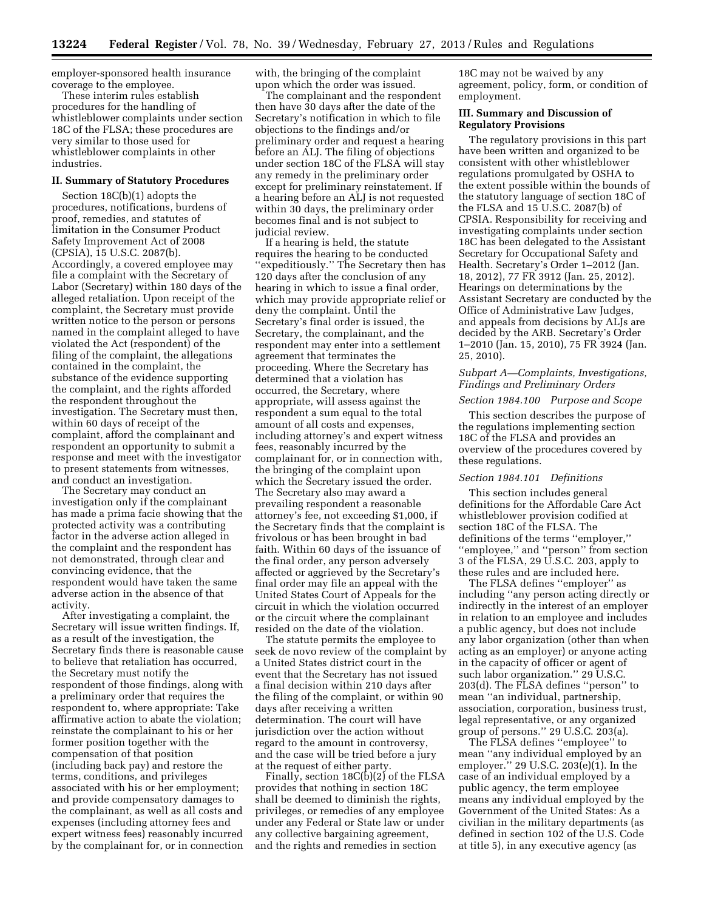employer-sponsored health insurance coverage to the employee.

These interim rules establish procedures for the handling of whistleblower complaints under section 18C of the FLSA; these procedures are very similar to those used for whistleblower complaints in other industries.

## II. Summary of Statutory Procedures

Section 18C(b)(1) adopts the procedures, notifications, burdens of proof, remedies, and statutes of limitation in the Consumer Product Safety Improvement Act of 2008 (CPSIA), 15 U.S.C. 2087(b). Accordingly, a covered employee may file a complaint with the Secretary of Labor (Secretary) within 180 days of the alleged retaliation. Upon receipt of the complaint, the Secretary must provide written notice to the person or persons named in the complaint alleged to have violated the Act (respondent) of the filing of the complaint, the allegations contained in the complaint, the substance of the evidence supporting the complaint, and the rights afforded the respondent throughout the investigation. The Secretary must then, within 60 days of receipt of the complaint, afford the complainant and respondent an opportunity to submit a response and meet with the investigator to present statements from witnesses, and conduct an investigation.

The Secretary may conduct an investigation only if the complainant has made a prima facie showing that the protected activity was a contributing factor in the adverse action alleged in the complaint and the respondent has not demonstrated, through clear and convincing evidence, that the respondent would have taken the same adverse action in the absence of that activity.

After investigating a complaint, the Secretary will issue written findings. If, as a result of the investigation, the Secretary finds there is reasonable cause to believe that retaliation has occurred, the Secretary must notify the respondent of those findings, along with a preliminary order that requires the respondent to, where appropriate: Take affirmative action to abate the violation; reinstate the complainant to his or her former position together with the compensation of that position (including back pay) and restore the terms, conditions, and privileges associated with his or her employment; and provide compensatory damages to the complainant, as well as all costs and expenses (including attorney fees and expert witness fees) reasonably incurred by the complainant for, or in connection with, the bringing of the complaint upon which the order was issued.

The complainant and the respondent then have 30 days after the date of the Secretary's notification in which to file objections to the findings and/or preliminary order and request a hearing before an ALJ. The filing of objections under section 18C of the FLSA will stay any remedy in the preliminary order except for preliminary reinstatement. If a hearing before an ALJ is not requested within 30 days, the preliminary order becomes final and is not subject to judicial review.

If a hearing is held, the statute requires the hearing to be conducted "expeditiously." The Secretary then has 120 days after the conclusion of any hearing in which to issue a final order, which may provide appropriate relief or deny the complaint. Until the Secretary's final order is issued, the Secretary, the complainant, and the respondent may enter into a settlement agreement that terminates the proceeding. Where the Secretary has determined that a violation has occurred, the Secretary, where appropriate, will assess against the respondent a sum equal to the total amount of all costs and expenses, including attorney's and expert witness fees, reasonably incurred by the complainant for, or in connection with, the bringing of the complaint upon which the Secretary issued the order. The Secretary also may award a prevailing respondent a reasonable attorney's fee, not exceeding $1,000, if the Secretary finds that the complaint is frivolous or has been brought in bad faith. Within 60 days of the issuance of the final order, any person adversely affected or aggrieved by the Secretary's final order may file an appeal with the United States Court of Appeals for the circuit in which the violation occurred or the circuit where the complainant resided on the date of the violation.

The statute permits the employee to seek de novo review of the complaint by a United States district court in the event that the Secretary has not issued a final decision within 210 days after the filing of the complaint, or within 90 days after receiving a written determination. The court will have jurisdiction over the action without regard to the amount in controversy, and the case will be tried before a jury at the request of either party.

Finally, section 18C(b)(2) of the FLSA provides that nothing in section 18C shall be deemed to diminish the rights, privileges, or remedies of any employee under any Federal or State law or under any collective bargaining agreement, and the rights and remedies in section 18C may not be waived by any agreement, policy, form, or condition of employment.

## III. Summary and Discussion of Regulatory Provisions

The regulatory provisions in this part have been written and organized to be consistent with other whistleblower regulations promulgated by OSHA to the extent possible within the bounds of the statutory language of section 18C of the FLSA and 15 U.S.C. 2087(b) of CPSIA. Responsibility for receiving and investigating complaints under section 18C has been delegated to the Assistant Secretary for Occupational Safety and Health. Secretary's Order 1–2012 (Jan. 18, 2012), 77 FR 3912 (Jan. 25, 2012). Hearings on determinations by the Assistant Secretary are conducted by the Office of Administrative Law Judges, and appeals from decisions by ALJs are decided by the ARB. Secretary's Order 1–2010 (Jan. 15, 2010), 75 FR 3924 (Jan. 25, 2010).

### *Subpart A—Complaints, Investigations, Findings and Preliminary Orders*

#### *Section 1984.100 Purpose and Scope*

This section describes the purpose of the regulations implementing section 18C of the FLSA and provides an overview of the procedures covered by these regulations.

#### *Section 1984.101 Definitions*

This section includes general definitions for the Affordable Care Act whistleblower provision codified at section 18C of the FLSA. The definitions of the terms "employer," "employee," and "person" from section 3 of the FLSA, 29 U.S.C. 203, apply to these rules and are included here.

The FLSA defines "employer" as including "any person acting directly or indirectly in the interest of an employer in relation to an employee and includes a public agency, but does not include any labor organization (other than when acting as an employer) or anyone acting in the capacity of officer or agent of such labor organization." 29 U.S.C. 203(d). The FLSA defines "person" to mean "an individual, partnership, association, corporation, business trust, legal representative, or any organized group of persons." 29 U.S.C. 203(a).

The FLSA defines "employee" to mean "any individual employed by an employer." 29 U.S.C. 203(e)(1). In the case of an individual employed by a public agency, the term employee means any individual employed by the Government of the United States: As a civilian in the military departments (as defined in section 102 of the U.S. Code at title 5), in any executive agency (as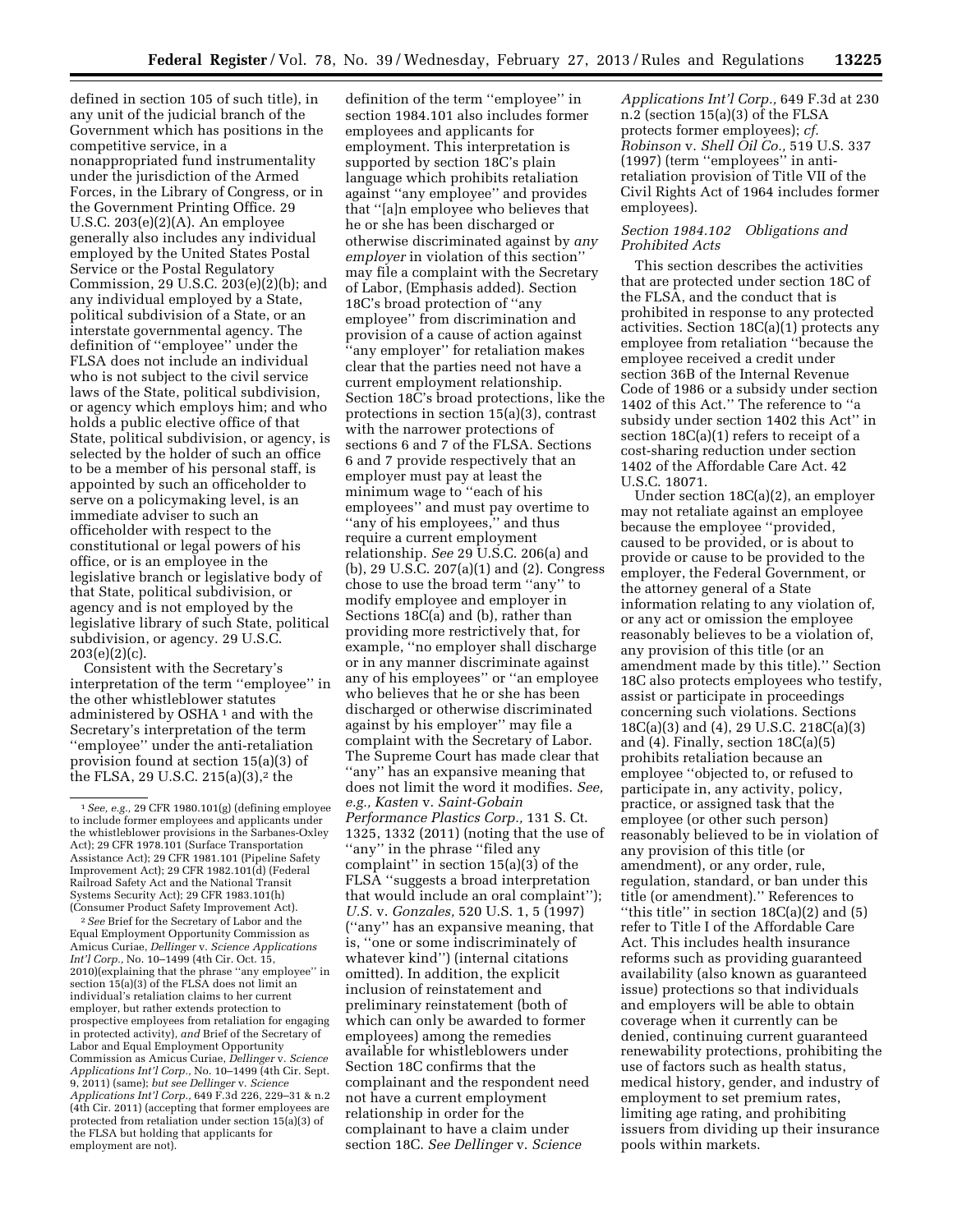defined in section 105 of such title), in any unit of the judicial branch of the Government which has positions in the competitive service, in a nonappropriated fund instrumentality under the jurisdiction of the Armed Forces, in the Library of Congress, or in the Government Printing Office. 29 U.S.C. 203(e)(2)(A). An employee generally also includes any individual employed by the United States Postal Service or the Postal Regulatory Commission, 29 U.S.C. 203(e)(2)(b); and any individual employed by a State, political subdivision of a State, or an interstate governmental agency. The definition of ''employee'' under the FLSA does not include an individual who is not subject to the civil service laws of the State, political subdivision, or agency which employs him; and who holds a public elective office of that State, political subdivision, or agency, is selected by the holder of such an office to be a member of his personal staff, is appointed by such an officeholder to serve on a policymaking level, is an immediate adviser to such an officeholder with respect to the constitutional or legal powers of his office, or is an employee in the legislative branch or legislative body of that State, political subdivision, or agency and is not employed by the legislative library of such State, political subdivision, or agency. 29 U.S.C. 203(e)(2)(c).

Consistent with the Secretary's interpretation of the term ''employee'' in the other whistleblower statutes administered by OSHA [1] and with the Secretary's interpretation of the term ''employee'' under the anti-retaliation provision found at section 15(a)(3) of the FLSA, 29 U.S.C. 215(a)(3),[2] the definition of the term ''employee'' in section 1984.101 also includes former employees and applicants for employment. This interpretation is supported by section 18C's plain language which prohibits retaliation against ''any employee'' and provides that ''[a]n employee who believes that he or she has been discharged or otherwise discriminated against by *any employer* in violation of this section'' may file a complaint with the Secretary of Labor, (Emphasis added). Section 18C's broad protection of ''any employee'' from discrimination and provision of a cause of action against ''any employer'' for retaliation makes clear that the parties need not have a current employment relationship. Section 18C's broad protections, like the protections in section 15(a)(3), contrast with the narrower protections of sections 6 and 7 of the FLSA. Sections 6 and 7 provide respectively that an employer must pay at least the minimum wage to ''each of his employees'' and must pay overtime to ''any of his employees,'' and thus require a current employment relationship. *See* 29 U.S.C. 206(a) and (b), 29 U.S.C. 207(a)(1) and (2). Congress chose to use the broad term ''any'' to modify employee and employer in Sections 18C(a) and (b), rather than providing more restrictively that, for example, ''no employer shall discharge or in any manner discriminate against any of his employees'' or ''an employee who believes that he or she has been discharged or otherwise discriminated against by his employer'' may file a complaint with the Secretary of Labor. The Supreme Court has made clear that ''any'' has an expansive meaning that does not limit the word it modifies. *See, e.g., Kasten* v. *Saint-Gobain Performance Plastics Corp.,* 131 S. Ct. 1325, 1332 (2011) (noting that the use of ''any'' in the phrase ''filed any complaint'' in section 15(a)(3) of the FLSA ''suggests a broad interpretation that would include an oral complaint''); *U.S.* v. *Gonzales,* 520 U.S. 1, 5 (1997) (''any'' has an expansive meaning, that is, ''one or some indiscriminately of whatever kind'') (internal citations omitted). In addition, the explicit inclusion of reinstatement and preliminary reinstatement (both of which can only be awarded to former employees) among the remedies available for whistleblowers under Section 18C confirms that the complainant and the respondent need not have a current employment relationship in order for the complainant to have a claim under section 18C. *See Dellinger* v. *Science Applications Int'l Corp.,* 649 F.3d at 230 n.2 (section 15(a)(3) of the FLSA protects former employees); *cf. Robinson* v. *Shell Oil Co.,* 519 U.S. 337 (1997) (term ''employees'' in anti-retaliation provision of Title VII of the Civil Rights Act of 1964 includes former employees).

### *Section 1984.102 Obligations and Prohibited Acts*

This section describes the activities that are protected under section 18C of the FLSA, and the conduct that is prohibited in response to any protected activities. Section 18C(a)(1) protects any employee from retaliation ''because the employee received a credit under section 36B of the Internal Revenue Code of 1986 or a subsidy under section 1402 of this Act.'' The reference to ''a subsidy under section 1402 this Act'' in section 18C(a)(1) refers to receipt of a cost-sharing reduction under section 1402 of the Affordable Care Act. 42 U.S.C. 18071.

Under section 18C(a)(2), an employer may not retaliate against an employee because the employee ''provided, caused to be provided, or is about to provide or cause to be provided to the employer, the Federal Government, or the attorney general of a State information relating to any violation of, or any act or omission the employee reasonably believes to be a violation of, any provision of this title (or an amendment made by this title).'' Section 18C also protects employees who testify, assist or participate in proceedings concerning such violations. Sections 18C(a)(3) and (4), 29 U.S.C. 218C(a)(3) and (4). Finally, section 18C(a)(5) prohibits retaliation because an employee ''objected to, or refused to participate in, any activity, policy, practice, or assigned task that the employee (or other such person) reasonably believed to be in violation of any provision of this title (or amendment), or any order, rule, regulation, standard, or ban under this title (or amendment).'' References to ''this title'' in section 18C(a)(2) and (5) refer to Title I of the Affordable Care Act. This includes health insurance reforms such as providing guaranteed availability (also known as guaranteed issue) protections so that individuals and employers will be able to obtain coverage when it currently can be denied, continuing current guaranteed renewability protections, prohibiting the use of factors such as health status, medical history, gender, and industry of employment to set premium rates, limiting age rating, and prohibiting issuers from dividing up their insurance pools within markets.

---

[1] *See, e.g.,* 29 CFR 1980.101(g) (defining employee to include former employees and applicants under the whistleblower provisions in the Sarbanes-Oxley Act); 29 CFR 1978.101 (Surface Transportation Assistance Act); 29 CFR 1981.101 (Pipeline Safety Improvement Act); 29 CFR 1982.101(d) (Federal Railroad Safety Act and the National Transit Systems Security Act); 29 CFR 1983.101(h) (Consumer Product Safety Improvement Act).

[2] *See* Brief for the Secretary of Labor and the Equal Employment Opportunity Commission as Amicus Curiae, *Dellinger* v. *Science Applications Int'l Corp.,* No. 10–1499 (4th Cir. Oct. 15, 2010)(explaining that the phrase ''any employee'' in section 15(a)(3) of the FLSA does not limit an individual's retaliation claims to her current employer, but rather extends protection to prospective employees from retaliation for engaging in protected activity), *and* Brief of the Secretary of Labor and Equal Employment Opportunity Commission as Amicus Curiae, *Dellinger* v. *Science Applications Int'l Corp.,* No. 10–1499 (4th Cir. Sept. 9, 2011) (same); *but see Dellinger* v. *Science Applications Int'l Corp.,* 649 F.3d 226, 229–31 & n.2 (4th Cir. 2011) (accepting that former employees are protected from retaliation under section 15(a)(3) of the FLSA but holding that applicants for employment are not).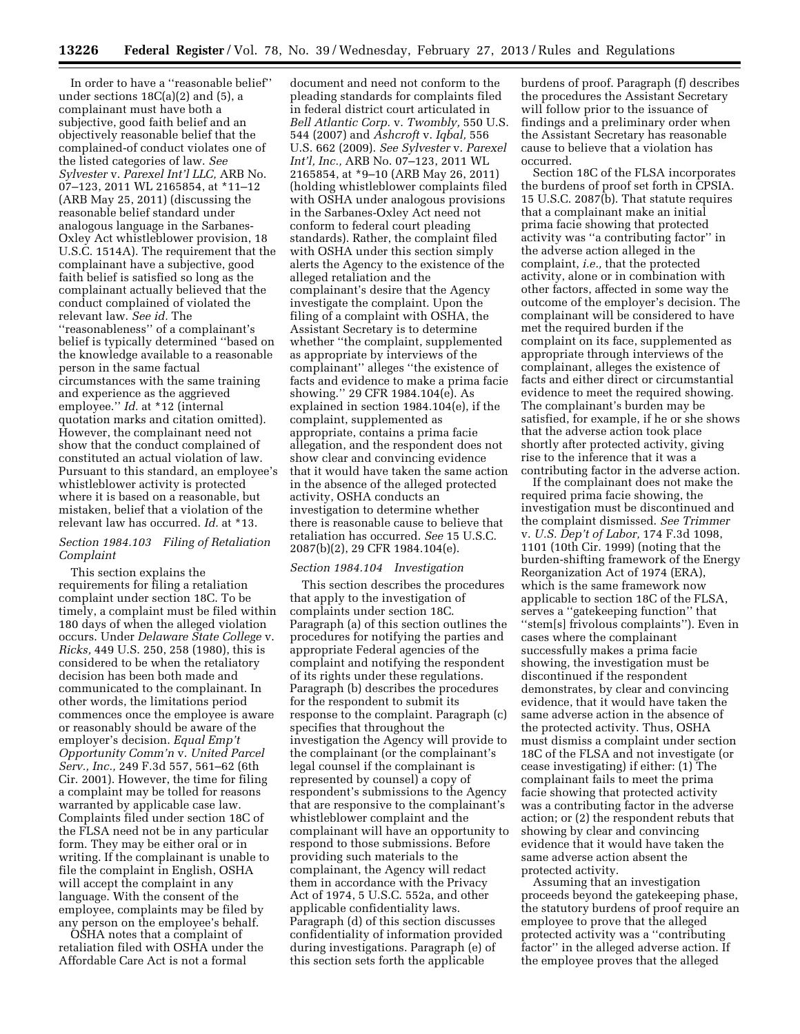In order to have a "reasonable belief" under sections 18C(a)(2) and (5), a complainant must have both a subjective, good faith belief and an objectively reasonable belief that the complained-of conduct violates one of the listed categories of law. *See Sylvester* v. *Parexel Int'l LLC,* ARB No. 07–123, 2011 WL 2165854, at *11–12 (ARB May 25, 2011) (discussing the reasonable belief standard under analogous language in the Sarbanes-Oxley Act whistleblower provision, 18 U.S.C. 1514A). The requirement that the complainant have a subjective, good faith belief is satisfied so long as the complainant actually believed that the conduct complained of violated the relevant law. *See id.* The "reasonableness" of a complainant's belief is typically determined "based on the knowledge available to a reasonable person in the same factual circumstances with the same training and experience as the aggrieved employee." *Id.* at *12 (internal quotation marks and citation omitted). However, the complainant need not show that the conduct complained of constituted an actual violation of law. Pursuant to this standard, an employee's whistleblower activity is protected where it is based on a reasonable, but mistaken, belief that a violation of the relevant law has occurred. *Id.* at *13.

*Section 1984.103 Filing of Retaliation Complaint*

This section explains the requirements for filing a retaliation complaint under section 18C. To be timely, a complaint must be filed within 180 days of when the alleged violation occurs. Under *Delaware State College* v. *Ricks,* 449 U.S. 250, 258 (1980), this is considered to be when the retaliatory decision has been both made and communicated to the complainant. In other words, the limitations period commences once the employee is aware or reasonably should be aware of the employer's decision. *Equal Emp't Opportunity Comm'n* v. *United Parcel Serv., Inc.,* 249 F.3d 557, 561–62 (6th Cir. 2001). However, the time for filing a complaint may be tolled for reasons warranted by applicable case law. Complaints filed under section 18C of the FLSA need not be in any particular form. They may be either oral or in writing. If the complainant is unable to file the complaint in English, OSHA will accept the complaint in any language. With the consent of the employee, complaints may be filed by any person on the employee's behalf.

OSHA notes that a complaint of retaliation filed with OSHA under the Affordable Care Act is not a formal document and need not conform to the pleading standards for complaints filed in federal district court articulated in *Bell Atlantic Corp.* v. *Twombly,* 550 U.S. 544 (2007) and *Ashcroft* v. *Iqbal,* 556 U.S. 662 (2009). *See Sylvester* v. *Parexel Int'l, Inc.,* ARB No. 07–123, 2011 WL 2165854, at *9–10 (ARB May 26, 2011) (holding whistleblower complaints filed with OSHA under analogous provisions in the Sarbanes-Oxley Act need not conform to federal court pleading standards). Rather, the complaint filed with OSHA under this section simply alerts the Agency to the existence of the alleged retaliation and the complainant's desire that the Agency investigate the complaint. Upon the filing of a complaint with OSHA, the Assistant Secretary is to determine whether "the complaint, supplemented as appropriate by interviews of the complainant" alleges "the existence of facts and evidence to make a prima facie showing." 29 CFR 1984.104(e). As explained in section 1984.104(e), if the complaint, supplemented as appropriate, contains a prima facie allegation, and the respondent does not show clear and convincing evidence that it would have taken the same action in the absence of the alleged protected activity, OSHA conducts an investigation to determine whether there is reasonable cause to believe that retaliation has occurred. *See* 15 U.S.C. 2087(b)(2), 29 CFR 1984.104(e).

*Section 1984.104 Investigation*

This section describes the procedures that apply to the investigation of complaints under section 18C. Paragraph (a) of this section outlines the procedures for notifying the parties and appropriate Federal agencies of the complaint and notifying the respondent of its rights under these regulations. Paragraph (b) describes the procedures for the respondent to submit its response to the complaint. Paragraph (c) specifies that throughout the investigation the Agency will provide to the complainant (or the complainant's legal counsel if the complainant is represented by counsel) a copy of respondent's submissions to the Agency that are responsive to the complainant's whistleblower complaint and the complainant will have an opportunity to respond to those submissions. Before providing such materials to the complainant, the Agency will redact them in accordance with the Privacy Act of 1974, 5 U.S.C. 552a, and other applicable confidentiality laws. Paragraph (d) of this section discusses confidentiality of information provided during investigations. Paragraph (e) of this section sets forth the applicable burdens of proof. Paragraph (f) describes the procedures the Assistant Secretary will follow prior to the issuance of findings and a preliminary order when the Assistant Secretary has reasonable cause to believe that a violation has occurred.

Section 18C of the FLSA incorporates the burdens of proof set forth in CPSIA. 15 U.S.C. 2087(b). That statute requires that a complainant make an initial prima facie showing that protected activity was "a contributing factor" in the adverse action alleged in the complaint, *i.e.,* that the protected activity, alone or in combination with other factors, affected in some way the outcome of the employer's decision. The complainant will be considered to have met the required burden if the complaint on its face, supplemented as appropriate through interviews of the complainant, alleges the existence of facts and either direct or circumstantial evidence to meet the required showing. The complainant's burden may be satisfied, for example, if he or she shows that the adverse action took place shortly after protected activity, giving rise to the inference that it was a contributing factor in the adverse action.

If the complainant does not make the required prima facie showing, the investigation must be discontinued and the complaint dismissed. *See Trimmer* v. *U.S. Dep't of Labor,* 174 F.3d 1098, 1101 (10th Cir. 1999) (noting that the burden-shifting framework of the Energy Reorganization Act of 1974 (ERA), which is the same framework now applicable to section 18C of the FLSA, serves a "gatekeeping function" that "stem[s] frivolous complaints"). Even in cases where the complainant successfully makes a prima facie showing, the investigation must be discontinued if the respondent demonstrates, by clear and convincing evidence, that it would have taken the same adverse action in the absence of the protected activity. Thus, OSHA must dismiss a complaint under section 18C of the FLSA and not investigate (or cease investigating) if either: (1) The complainant fails to meet the prima facie showing that protected activity was a contributing factor in the adverse action; or (2) the respondent rebuts that showing by clear and convincing evidence that it would have taken the same adverse action absent the protected activity.

Assuming that an investigation proceeds beyond the gatekeeping phase, the statutory burdens of proof require an employee to prove that the alleged protected activity was a "contributing factor" in the alleged adverse action. If the employee proves that the alleged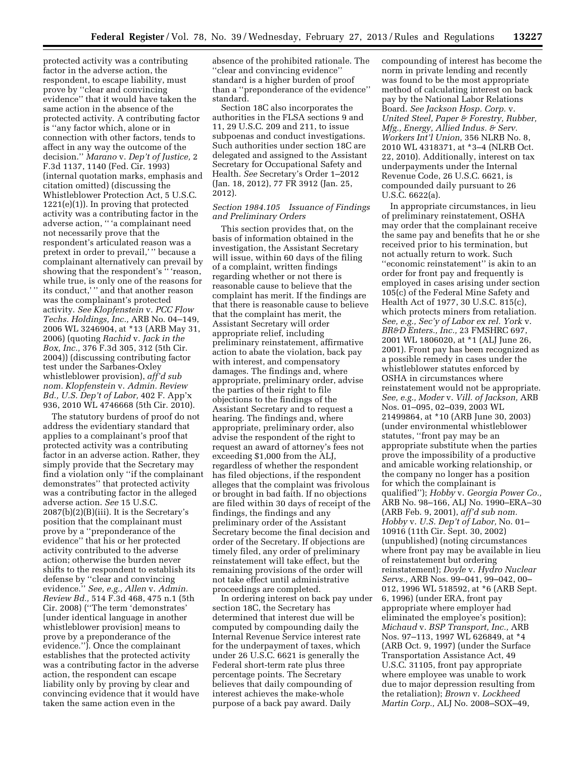protected activity was a contributing factor in the adverse action, the respondent, to escape liability, must prove by "clear and convincing evidence" that it would have taken the same action in the absence of the protected activity. A contributing factor is "any factor which, alone or in connection with other factors, tends to affect in any way the outcome of the decision." *Marano* v. *Dep't of Justice,* 2 F.3d 1137, 1140 (Fed. Cir. 1993) (internal quotation marks, emphasis and citation omitted) (discussing the Whistleblower Protection Act, 5 U.S.C. 1221(e)(1)). In proving that protected activity was a contributing factor in the adverse action, " 'a complainant need not necessarily prove that the respondent's articulated reason was a pretext in order to prevail,' " because a complainant alternatively can prevail by showing that the respondent's " 'reason, while true, is only one of the reasons for its conduct,' " and that another reason was the complainant's protected activity. *See Klopfenstein* v. *PCC Flow Techs. Holdings, Inc.,* ARB No. 04–149, 2006 WL 3246904, at *13 (ARB May 31, 2006) (quoting *Rachid* v. *Jack in the Box, Inc.,* 376 F.3d 305, 312 (5th Cir. 2004)) (discussing contributing factor test under the Sarbanes-Oxley whistleblower provision), *aff'd sub nom. Klopfenstein* v. *Admin. Review Bd., U.S. Dep't of Labor,* 402 F. App'x 936, 2010 WL 4746668 (5th Cir. 2010).

The statutory burdens of proof do not address the evidentiary standard that applies to a complainant's proof that protected activity was a contributing factor in an adverse action. Rather, they simply provide that the Secretary may find a violation only "if the complainant demonstrates" that protected activity was a contributing factor in the alleged adverse action. *See* 15 U.S.C. 2087(b)(2)(B)(iii). It is the Secretary's position that the complainant must prove by a "preponderance of the evidence" that his or her protected activity contributed to the adverse action; otherwise the burden never shifts to the respondent to establish its defense by "clear and convincing evidence." *See, e.g., Allen* v. *Admin. Review Bd.,* 514 F.3d 468, 475 n.1 (5th Cir. 2008) ("The term 'demonstrates' [under identical language in another whistleblower provision] means to prove by a preponderance of the evidence."). Once the complainant establishes that the protected activity was a contributing factor in the adverse action, the respondent can escape liability only by proving by clear and convincing evidence that it would have taken the same action even in the absence of the prohibited rationale. The "clear and convincing evidence" standard is a higher burden of proof than a "preponderance of the evidence" standard.

Section 18C also incorporates the authorities in the FLSA sections 9 and 11, 29 U.S.C. 209 and 211, to issue subpoenas and conduct investigations. Such authorities under section 18C are delegated and assigned to the Assistant Secretary for Occupational Safety and Health. *See* Secretary's Order 1–2012 (Jan. 18, 2012), 77 FR 3912 (Jan. 25, 2012).

*Section 1984.105 Issuance of Findings and Preliminary Orders*

This section provides that, on the basis of information obtained in the investigation, the Assistant Secretary will issue, within 60 days of the filing of a complaint, written findings regarding whether or not there is reasonable cause to believe that the complaint has merit. If the findings are that there is reasonable cause to believe that the complaint has merit, the Assistant Secretary will order appropriate relief, including preliminary reinstatement, affirmative action to abate the violation, back pay with interest, and compensatory damages. The findings and, where appropriate, preliminary order, advise the parties of their right to file objections to the findings of the Assistant Secretary and to request a hearing. The findings and, where appropriate, preliminary order, also advise the respondent of the right to request an award of attorney's fees not exceeding $1,000 from the ALJ, regardless of whether the respondent has filed objections, if the respondent alleges that the complaint was frivolous or brought in bad faith. If no objections are filed within 30 days of receipt of the findings, the findings and any preliminary order of the Assistant Secretary become the final decision and order of the Secretary. If objections are timely filed, any order of preliminary reinstatement will take effect, but the remaining provisions of the order will not take effect until administrative proceedings are completed.

In ordering interest on back pay under section 18C, the Secretary has determined that interest due will be computed by compounding daily the Internal Revenue Service interest rate for the underpayment of taxes, which under 26 U.S.C. 6621 is generally the Federal short-term rate plus three percentage points. The Secretary believes that daily compounding of interest achieves the make-whole purpose of a back pay award. Daily compounding of interest has become the norm in private lending and recently was found to be the most appropriate method of calculating interest on back pay by the National Labor Relations Board. *See Jackson Hosp. Corp.* v. *United Steel, Paper & Forestry, Rubber, Mfg., Energy, Allied Indus. & Serv. Workers Int'l Union,* 356 NLRB No. 8, 2010 WL 4318371, at *3–4 (NLRB Oct. 22, 2010). Additionally, interest on tax underpayments under the Internal Revenue Code, 26 U.S.C. 6621, is compounded daily pursuant to 26 U.S.C. 6622(a).

In appropriate circumstances, in lieu of preliminary reinstatement, OSHA may order that the complainant receive the same pay and benefits that he or she received prior to his termination, but not actually return to work. Such "economic reinstatement" is akin to an order for front pay and frequently is employed in cases arising under section 105(c) of the Federal Mine Safety and Health Act of 1977, 30 U.S.C. 815(c), which protects miners from retaliation. *See, e.g., Sec'y of Labor ex rel. York* v. *BR&D Enters., Inc.,* 23 FMSHRC 697, 2001 WL 1806020, at *1 (ALJ June 26, 2001). Front pay has been recognized as a possible remedy in cases under the whistleblower statutes enforced by OSHA in circumstances where reinstatement would not be appropriate. *See, e.g., Moder* v. *Vill. of Jackson,* ARB Nos. 01–095, 02–039, 2003 WL 21499864, at *10 (ARB June 30, 2003) (under environmental whistleblower statutes, "front pay may be an appropriate substitute when the parties prove the impossibility of a productive and amicable working relationship, or the company no longer has a position for which the complainant is qualified"); *Hobby* v. *Georgia Power Co.,* ARB No. 98–166, ALJ No. 1990–ERA–30 (ARB Feb. 9, 2001), *aff'd sub nom. Hobby* v. *U.S. Dep't of Labor,* No. 01–10916 (11th Cir. Sept. 30, 2002) (unpublished) (noting circumstances where front pay may be available in lieu of reinstatement but ordering reinstatement); *Doyle* v. *Hydro Nuclear Servs.,* ARB Nos. 99–041, 99–042, 00–012, 1996 WL 518592, at *6 (ARB Sept. 6, 1996) (under ERA, front pay appropriate where employer had eliminated the employee's position); *Michaud* v. *BSP Transport, Inc.,* ARB Nos. 97–113, 1997 WL 626849, at *4 (ARB Oct. 9, 1997) (under the Surface Transportation Assistance Act, 49 U.S.C. 31105, front pay appropriate where employee was unable to work due to major depression resulting from the retaliation); *Brown* v. *Lockheed Martin Corp.,* ALJ No. 2008–SOX–49,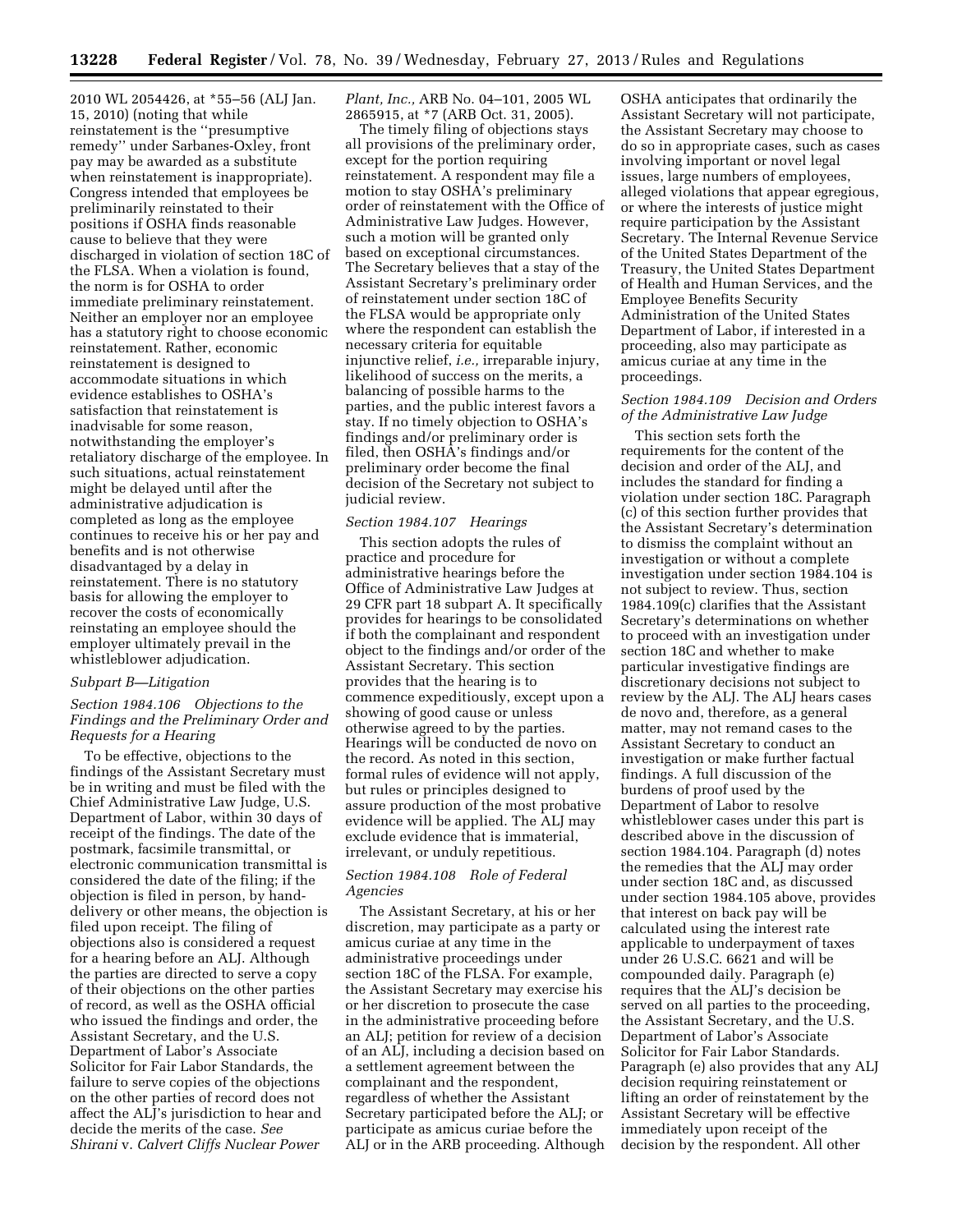2010 WL 2054426, at *55–56 (ALJ Jan. 15, 2010) (noting that while reinstatement is the ''presumptive remedy'' under Sarbanes-Oxley, front pay may be awarded as a substitute when reinstatement is inappropriate). Congress intended that employees be preliminarily reinstated to their positions if OSHA finds reasonable cause to believe that they were discharged in violation of section 18C of the FLSA. When a violation is found, the norm is for OSHA to order immediate preliminary reinstatement. Neither an employer nor an employee has a statutory right to choose economic reinstatement. Rather, economic reinstatement is designed to accommodate situations in which evidence establishes to OSHA's satisfaction that reinstatement is inadvisable for some reason, notwithstanding the employer's retaliatory discharge of the employee. In such situations, actual reinstatement might be delayed until after the administrative adjudication is completed as long as the employee continues to receive his or her pay and benefits and is not otherwise disadvantaged by a delay in reinstatement. There is no statutory basis for allowing the employer to recover the costs of economically reinstating an employee should the employer ultimately prevail in the whistleblower adjudication.

### Subpart B—Litigation

#### *Section 1984.106 Objections to the Findings and the Preliminary Order and Requests for a Hearing*

To be effective, objections to the findings of the Assistant Secretary must be in writing and must be filed with the Chief Administrative Law Judge, U.S. Department of Labor, within 30 days of receipt of the findings. The date of the postmark, facsimile transmittal, or electronic communication transmittal is considered the date of the filing; if the objection is filed in person, by hand-delivery or other means, the objection is filed upon receipt. The filing of objections also is considered a request for a hearing before an ALJ. Although the parties are directed to serve a copy of their objections on the other parties of record, as well as the OSHA official who issued the findings and order, the Assistant Secretary, and the U.S. Department of Labor's Associate Solicitor for Fair Labor Standards, the failure to serve copies of the objections on the other parties of record does not affect the ALJ's jurisdiction to hear and decide the merits of the case. *See Shirani* v. *Calvert Cliffs Nuclear Power Plant, Inc.,* ARB No. 04–101, 2005 WL 2865915, at *7 (ARB Oct. 31, 2005).

The timely filing of objections stays all provisions of the preliminary order, except for the portion requiring reinstatement. A respondent may file a motion to stay OSHA's preliminary order of reinstatement with the Office of Administrative Law Judges. However, such a motion will be granted only based on exceptional circumstances. The Secretary believes that a stay of the Assistant Secretary's preliminary order of reinstatement under section 18C of the FLSA would be appropriate only where the respondent can establish the necessary criteria for equitable injunctive relief, *i.e.,* irreparable injury, likelihood of success on the merits, a balancing of possible harms to the parties, and the public interest favors a stay. If no timely objection to OSHA's findings and/or preliminary order is filed, then OSHA's findings and/or preliminary order become the final decision of the Secretary not subject to judicial review.

#### *Section 1984.107 Hearings*

This section adopts the rules of practice and procedure for administrative hearings before the Office of Administrative Law Judges at 29 CFR part 18 subpart A. It specifically provides for hearings to be consolidated if both the complainant and respondent object to the findings and/or order of the Assistant Secretary. This section provides that the hearing is to commence expeditiously, except upon a showing of good cause or unless otherwise agreed to by the parties. Hearings will be conducted de novo on the record. As noted in this section, formal rules of evidence will not apply, but rules or principles designed to assure production of the most probative evidence will be applied. The ALJ may exclude evidence that is immaterial, irrelevant, or unduly repetitious.

#### *Section 1984.108 Role of Federal Agencies*

The Assistant Secretary, at his or her discretion, may participate as a party or amicus curiae at any time in the administrative proceedings under section 18C of the FLSA. For example, the Assistant Secretary may exercise his or her discretion to prosecute the case in the administrative proceeding before an ALJ; petition for review of a decision of an ALJ, including a decision based on a settlement agreement between the complainant and the respondent, regardless of whether the Assistant Secretary participated before the ALJ; or participate as amicus curiae before the ALJ or in the ARB proceeding. Although OSHA anticipates that ordinarily the Assistant Secretary will not participate, the Assistant Secretary may choose to do so in appropriate cases, such as cases involving important or novel legal issues, large numbers of employees, alleged violations that appear egregious, or where the interests of justice might require participation by the Assistant Secretary. The Internal Revenue Service of the United States Department of the Treasury, the United States Department of Health and Human Services, and the Employee Benefits Security Administration of the United States Department of Labor, if interested in a proceeding, also may participate as amicus curiae at any time in the proceedings.

#### *Section 1984.109 Decision and Orders of the Administrative Law Judge*

This section sets forth the requirements for the content of the decision and order of the ALJ, and includes the standard for finding a violation under section 18C. Paragraph (c) of this section further provides that the Assistant Secretary's determination to dismiss the complaint without an investigation or without a complete investigation under section 1984.104 is not subject to review. Thus, section 1984.109(c) clarifies that the Assistant Secretary's determinations on whether to proceed with an investigation under section 18C and whether to make particular investigative findings are discretionary decisions not subject to review by the ALJ. The ALJ hears cases de novo and, therefore, as a general matter, may not remand cases to the Assistant Secretary to conduct an investigation or make further factual findings. A full discussion of the burdens of proof used by the Department of Labor to resolve whistleblower cases under this part is described above in the discussion of section 1984.104. Paragraph (d) notes the remedies that the ALJ may order under section 18C and, as discussed under section 1984.105 above, provides that interest on back pay will be calculated using the interest rate applicable to underpayment of taxes under 26 U.S.C. 6621 and will be compounded daily. Paragraph (e) requires that the ALJ's decision be served on all parties to the proceeding, the Assistant Secretary, and the U.S. Department of Labor's Associate Solicitor for Fair Labor Standards. Paragraph (e) also provides that any ALJ decision requiring reinstatement or lifting an order of reinstatement by the Assistant Secretary will be effective immediately upon receipt of the decision by the respondent. All other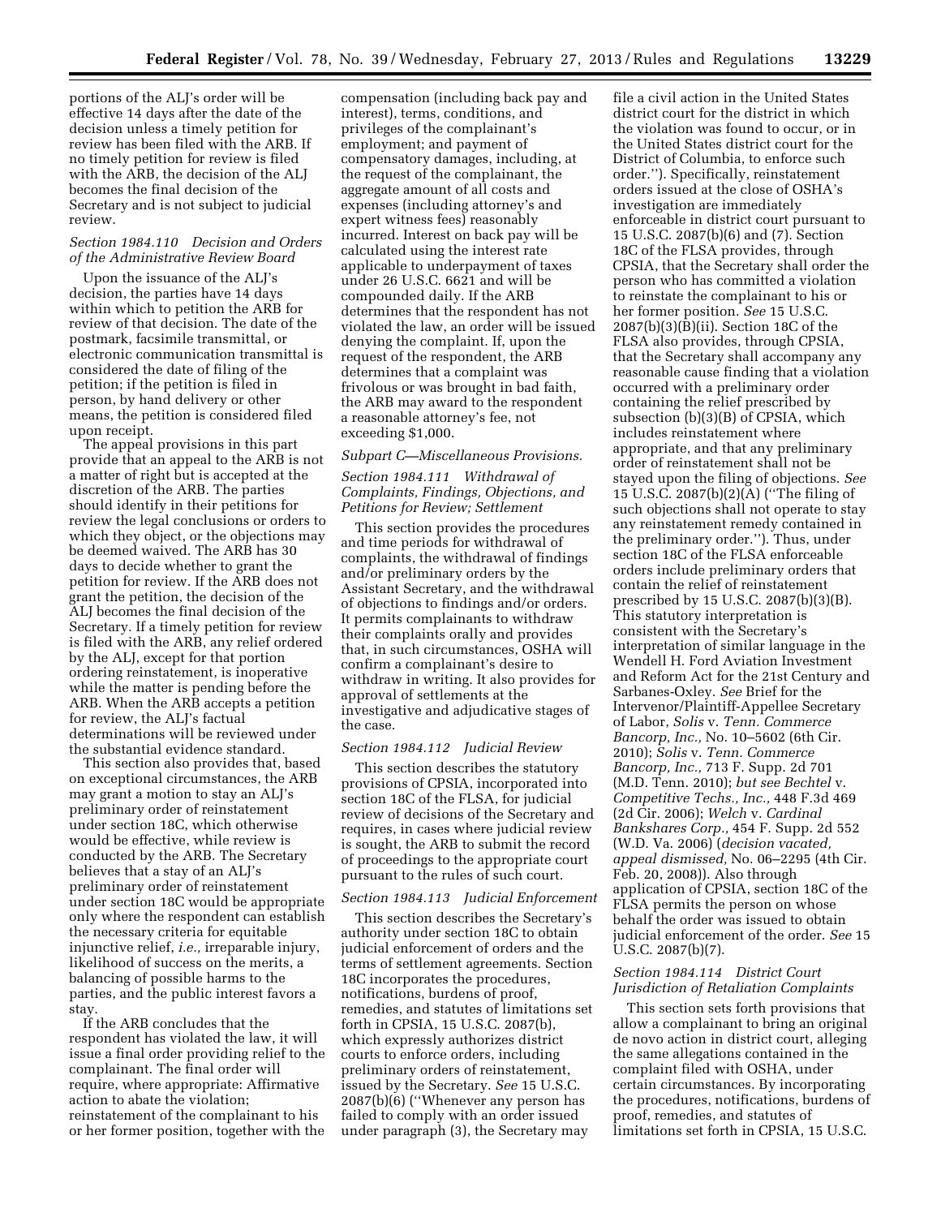portions of the ALJ's order will be effective 14 days after the date of the decision unless a timely petition for review has been filed with the ARB. If no timely petition for review is filed with the ARB, the decision of the ALJ becomes the final decision of the Secretary and is not subject to judicial review.

*Section 1984.110 Decision and Orders of the Administrative Review Board*

Upon the issuance of the ALJ's decision, the parties have 14 days within which to petition the ARB for review of that decision. The date of the postmark, facsimile transmittal, or electronic communication transmittal is considered the date of filing of the petition; if the petition is filed in person, by hand delivery or other means, the petition is considered filed upon receipt.

The appeal provisions in this part provide that an appeal to the ARB is not a matter of right but is accepted at the discretion of the ARB. The parties should identify in their petitions for review the legal conclusions or orders to which they object, or the objections may be deemed waived. The ARB has 30 days to decide whether to grant the petition for review. If the ARB does not grant the petition, the decision of the ALJ becomes the final decision of the Secretary. If a timely petition for review is filed with the ARB, any relief ordered by the ALJ, except for that portion ordering reinstatement, is inoperative while the matter is pending before the ARB. When the ARB accepts a petition for review, the ALJ's factual determinations will be reviewed under the substantial evidence standard.

This section also provides that, based on exceptional circumstances, the ARB may grant a motion to stay an ALJ's preliminary order of reinstatement under section 18C, which otherwise would be effective, while review is conducted by the ARB. The Secretary believes that a stay of an ALJ's preliminary order of reinstatement under section 18C would be appropriate only where the respondent can establish the necessary criteria for equitable injunctive relief, *i.e.,* irreparable injury, likelihood of success on the merits, a balancing of possible harms to the parties, and the public interest favors a stay.

If the ARB concludes that the respondent has violated the law, it will issue a final order providing relief to the complainant. The final order will require, where appropriate: Affirmative action to abate the violation; reinstatement of the complainant to his or her former position, together with the compensation (including back pay and interest), terms, conditions, and privileges of the complainant's employment; and payment of compensatory damages, including, at the request of the complainant, the aggregate amount of all costs and expenses (including attorney's and expert witness fees) reasonably incurred. Interest on back pay will be calculated using the interest rate applicable to underpayment of taxes under 26 U.S.C. 6621 and will be compounded daily. If the ARB determines that the respondent has not violated the law, an order will be issued denying the complaint. If, upon the request of the respondent, the ARB determines that a complaint was frivolous or was brought in bad faith, the ARB may award to the respondent a reasonable attorney's fee, not exceeding $1,000.

*Subpart C—Miscellaneous Provisions.*

*Section 1984.111 Withdrawal of Complaints, Findings, Objections, and Petitions for Review; Settlement*

This section provides the procedures and time periods for withdrawal of complaints, the withdrawal of findings and/or preliminary orders by the Assistant Secretary, and the withdrawal of objections to findings and/or orders. It permits complainants to withdraw their complaints orally and provides that, in such circumstances, OSHA will confirm a complainant's desire to withdraw in writing. It also provides for approval of settlements at the investigative and adjudicative stages of the case.

*Section 1984.112 Judicial Review*

This section describes the statutory provisions of CPSIA, incorporated into section 18C of the FLSA, for judicial review of decisions of the Secretary and requires, in cases where judicial review is sought, the ARB to submit the record of proceedings to the appropriate court pursuant to the rules of such court.

*Section 1984.113 Judicial Enforcement*

This section describes the Secretary's authority under section 18C to obtain judicial enforcement of orders and the terms of settlement agreements. Section 18C incorporates the procedures, notifications, burdens of proof, remedies, and statutes of limitations set forth in CPSIA, 15 U.S.C. 2087(b), which expressly authorizes district courts to enforce orders, including preliminary orders of reinstatement, issued by the Secretary. *See* 15 U.S.C. 2087(b)(6) (''Whenever any person has failed to comply with an order issued under paragraph (3), the Secretary may file a civil action in the United States district court for the district in which the violation was found to occur, or in the United States district court for the District of Columbia, to enforce such order.''). Specifically, reinstatement orders issued at the close of OSHA's investigation are immediately enforceable in district court pursuant to 15 U.S.C. 2087(b)(6) and (7). Section 18C of the FLSA provides, through CPSIA, that the Secretary shall order the person who has committed a violation to reinstate the complainant to his or her former position. *See* 15 U.S.C. 2087(b)(3)(B)(ii). Section 18C of the FLSA also provides, through CPSIA, that the Secretary shall accompany any reasonable cause finding that a violation occurred with a preliminary order containing the relief prescribed by subsection (b)(3)(B) of CPSIA, which includes reinstatement where appropriate, and that any preliminary order of reinstatement shall not be stayed upon the filing of objections. *See* 15 U.S.C. 2087(b)(2)(A) (''The filing of such objections shall not operate to stay any reinstatement remedy contained in the preliminary order.''). Thus, under section 18C of the FLSA enforceable orders include preliminary orders that contain the relief of reinstatement prescribed by 15 U.S.C. 2087(b)(3)(B). This statutory interpretation is consistent with the Secretary's interpretation of similar language in the Wendell H. Ford Aviation Investment and Reform Act for the 21st Century and Sarbanes-Oxley. *See* Brief for the Intervenor/Plaintiff-Appellee Secretary of Labor, *Solis* v. *Tenn. Commerce Bancorp, Inc.,* No. 10–5602 (6th Cir. 2010); *Solis* v. *Tenn. Commerce Bancorp, Inc.,* 713 F. Supp. 2d 701 (M.D. Tenn. 2010); *but see Bechtel* v. *Competitive Techs., Inc.,* 448 F.3d 469 (2d Cir. 2006); *Welch* v. *Cardinal Bankshares Corp.,* 454 F. Supp. 2d 552 (W.D. Va. 2006) (*decision vacated, appeal dismissed,* No. 06–2295 (4th Cir. Feb. 20, 2008)). Also through application of CPSIA, section 18C of the FLSA permits the person on whose behalf the order was issued to obtain judicial enforcement of the order. *See* 15 U.S.C. 2087(b)(7).

*Section 1984.114 District Court Jurisdiction of Retaliation Complaints*

This section sets forth provisions that allow a complainant to bring an original de novo action in district court, alleging the same allegations contained in the complaint filed with OSHA, under certain circumstances. By incorporating the procedures, notifications, burdens of proof, remedies, and statutes of limitations set forth in CPSIA, 15 U.S.C.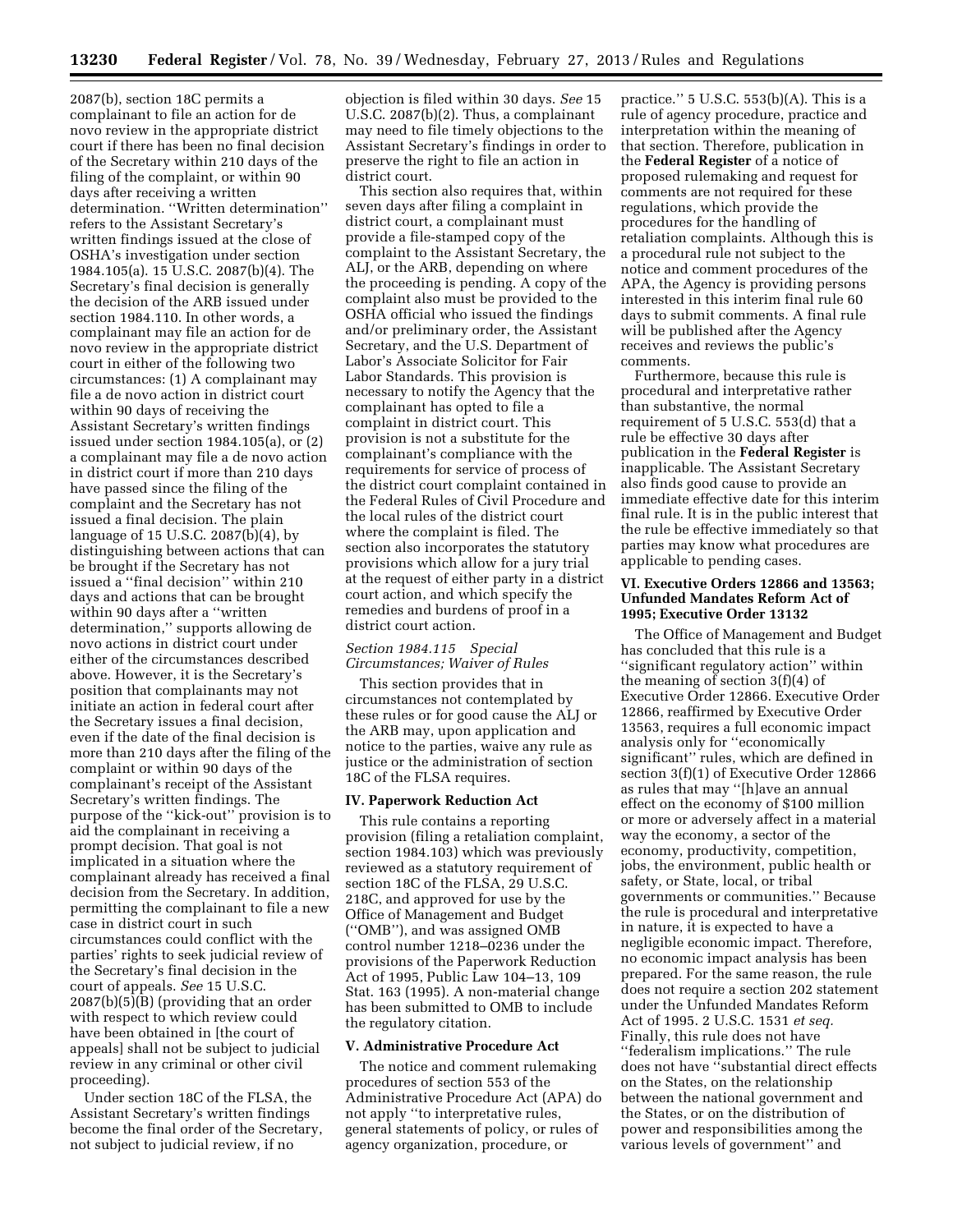2087(b), section 18C permits a complainant to file an action for de novo review in the appropriate district court if there has been no final decision of the Secretary within 210 days of the filing of the complaint, or within 90 days after receiving a written determination. ''Written determination'' refers to the Assistant Secretary's written findings issued at the close of OSHA's investigation under section 1984.105(a). 15 U.S.C. 2087(b)(4). The Secretary's final decision is generally the decision of the ARB issued under section 1984.110. In other words, a complainant may file an action for de novo review in the appropriate district court in either of the following two circumstances: (1) A complainant may file a de novo action in district court within 90 days of receiving the Assistant Secretary's written findings issued under section 1984.105(a), or (2) a complainant may file a de novo action in district court if more than 210 days have passed since the filing of the complaint and the Secretary has not issued a final decision. The plain language of 15 U.S.C. 2087(b)(4), by distinguishing between actions that can be brought if the Secretary has not issued a ''final decision'' within 210 days and actions that can be brought within 90 days after a ''written determination,'' supports allowing de novo actions in district court under either of the circumstances described above. However, it is the Secretary's position that complainants may not initiate an action in federal court after the Secretary issues a final decision, even if the date of the final decision is more than 210 days after the filing of the complaint or within 90 days of the complainant's receipt of the Assistant Secretary's written findings. The purpose of the ''kick-out'' provision is to aid the complainant in receiving a prompt decision. That goal is not implicated in a situation where the complainant already has received a final decision from the Secretary. In addition, permitting the complainant to file a new case in district court in such circumstances could conflict with the parties' rights to seek judicial review of the Secretary's final decision in the court of appeals. *See* 15 U.S.C. 2087(b)(5)(B) (providing that an order with respect to which review could have been obtained in [the court of appeals] shall not be subject to judicial review in any criminal or other civil proceeding).

Under section 18C of the FLSA, the Assistant Secretary's written findings become the final order of the Secretary, not subject to judicial review, if no objection is filed within 30 days. *See* 15 U.S.C. 2087(b)(2). Thus, a complainant may need to file timely objections to the Assistant Secretary's findings in order to preserve the right to file an action in district court.

This section also requires that, within seven days after filing a complaint in district court, a complainant must provide a file-stamped copy of the complaint to the Assistant Secretary, the ALJ, or the ARB, depending on where the proceeding is pending. A copy of the complaint also must be provided to the OSHA official who issued the findings and/or preliminary order, the Assistant Secretary, and the U.S. Department of Labor's Associate Solicitor for Fair Labor Standards. This provision is necessary to notify the Agency that the complainant has opted to file a complaint in district court. This provision is not a substitute for the complainant's compliance with the requirements for service of process of the district court complaint contained in the Federal Rules of Civil Procedure and the local rules of the district court where the complaint is filed. The section also incorporates the statutory provisions which allow for a jury trial at the request of either party in a district court action, and which specify the remedies and burdens of proof in a district court action.

*Section 1984.115 Special Circumstances; Waiver of Rules*

This section provides that in circumstances not contemplated by these rules or for good cause the ALJ or the ARB may, upon application and notice to the parties, waive any rule as justice or the administration of section 18C of the FLSA requires.

## IV. Paperwork Reduction Act

This rule contains a reporting provision (filing a retaliation complaint, section 1984.103) which was previously reviewed as a statutory requirement of section 18C of the FLSA, 29 U.S.C. 218C, and approved for use by the Office of Management and Budget (''OMB''), and was assigned OMB control number 1218–0236 under the provisions of the Paperwork Reduction Act of 1995, Public Law 104–13, 109 Stat. 163 (1995). A non-material change has been submitted to OMB to include the regulatory citation.

## V. Administrative Procedure Act

The notice and comment rulemaking procedures of section 553 of the Administrative Procedure Act (APA) do not apply ''to interpretative rules, general statements of policy, or rules of agency organization, procedure, or practice.'' 5 U.S.C. 553(b)(A). This is a rule of agency procedure, practice and interpretation within the meaning of that section. Therefore, publication in the **Federal Register** of a notice of proposed rulemaking and request for comments are not required for these regulations, which provide the procedures for the handling of retaliation complaints. Although this is a procedural rule not subject to the notice and comment procedures of the APA, the Agency is providing persons interested in this interim final rule 60 days to submit comments. A final rule will be published after the Agency receives and reviews the public's comments.

Furthermore, because this rule is procedural and interpretative rather than substantive, the normal requirement of 5 U.S.C. 553(d) that a rule be effective 30 days after publication in the **Federal Register** is inapplicable. The Assistant Secretary also finds good cause to provide an immediate effective date for this interim final rule. It is in the public interest that the rule be effective immediately so that parties may know what procedures are applicable to pending cases.

## VI. Executive Orders 12866 and 13563; Unfunded Mandates Reform Act of 1995; Executive Order 13132

The Office of Management and Budget has concluded that this rule is a ''significant regulatory action'' within the meaning of section 3(f)(4) of Executive Order 12866. Executive Order 12866, reaffirmed by Executive Order 13563, requires a full economic impact analysis only for ''economically significant'' rules, which are defined in section 3(f)(1) of Executive Order 12866 as rules that may ''[h]ave an annual effect on the economy of $100 million or more or adversely affect in a material way the economy, a sector of the economy, productivity, competition, jobs, the environment, public health or safety, or State, local, or tribal governments or communities.'' Because the rule is procedural and interpretative in nature, it is expected to have a negligible economic impact. Therefore, no economic impact analysis has been prepared. For the same reason, the rule does not require a section 202 statement under the Unfunded Mandates Reform Act of 1995. 2 U.S.C. 1531 *et seq.* Finally, this rule does not have ''federalism implications.'' The rule does not have ''substantial direct effects on the States, on the relationship between the national government and the States, or on the distribution of power and responsibilities among the various levels of government'' and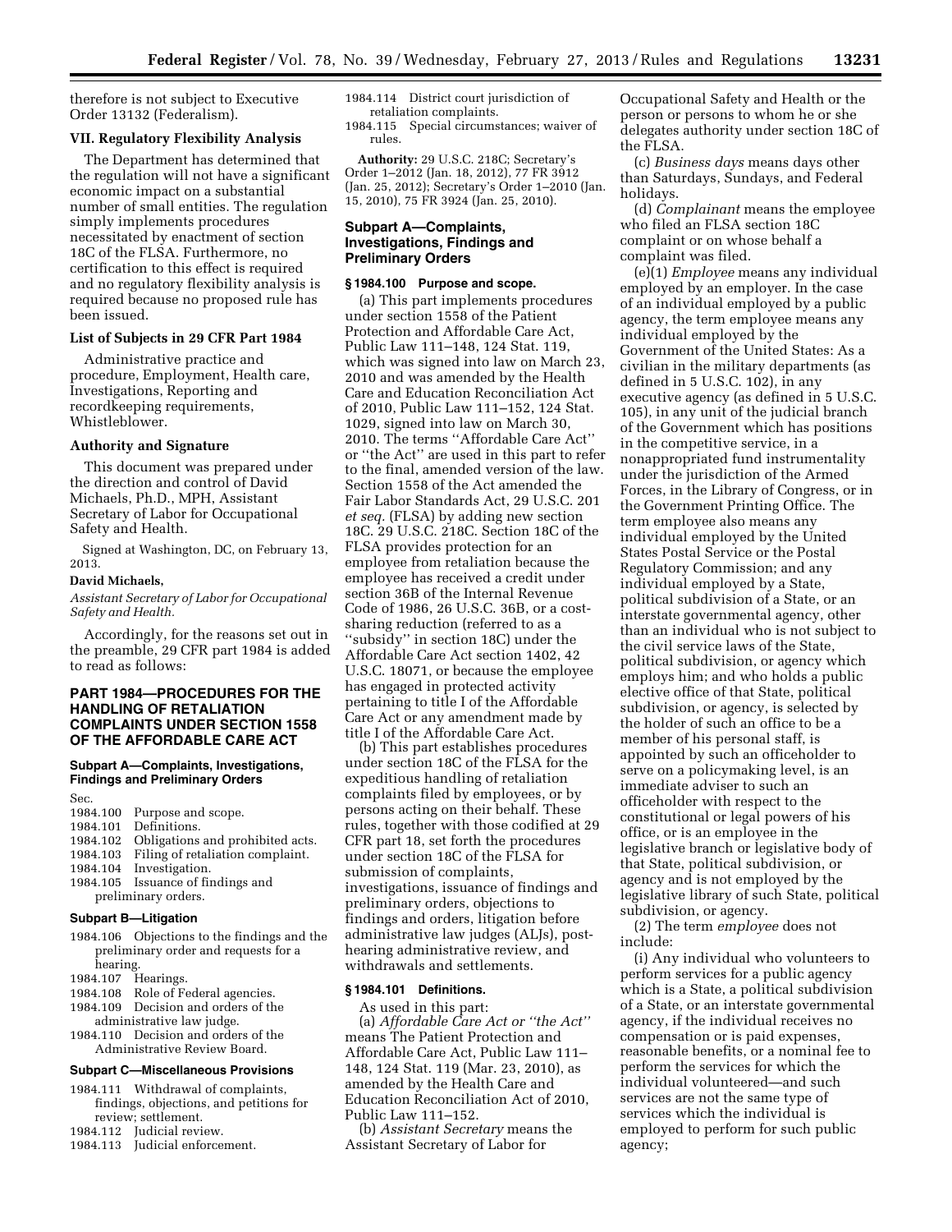therefore is not subject to Executive Order 13132 (Federalism).

## VII. Regulatory Flexibility Analysis

The Department has determined that the regulation will not have a significant economic impact on a substantial number of small entities. The regulation simply implements procedures necessitated by enactment of section 18C of the FLSA. Furthermore, no certification to this effect is required and no regulatory flexibility analysis is required because no proposed rule has been issued.

### List of Subjects in 29 CFR Part 1984

Administrative practice and procedure, Employment, Health care, Investigations, Reporting and recordkeeping requirements, Whistleblower.

### Authority and Signature

This document was prepared under the direction and control of David Michaels, Ph.D., MPH, Assistant Secretary of Labor for Occupational Safety and Health.

Signed at Washington, DC, on February 13, 2013.

**David Michaels,**

*Assistant Secretary of Labor for Occupational Safety and Health.*

Accordingly, for the reasons set out in the preamble, 29 CFR part 1984 is added to read as follows:

## PART 1984—PROCEDURES FOR THE HANDLING OF RETALIATION COMPLAINTS UNDER SECTION 1558 OF THE AFFORDABLE CARE ACT

### Subpart A—Complaints, Investigations, Findings and Preliminary Orders

Sec.
1984.100 Purpose and scope.
1984.101 Definitions.
1984.102 Obligations and prohibited acts.
1984.103 Filing of retaliation complaint.
1984.104 Investigation.
1984.105 Issuance of findings and preliminary orders.

### Subpart B—Litigation

1984.106 Objections to the findings and the preliminary order and requests for a hearing.
1984.107 Hearings.
1984.108 Role of Federal agencies.
1984.109 Decision and orders of the administrative law judge.
1984.110 Decision and orders of the Administrative Review Board.

### Subpart C—Miscellaneous Provisions

1984.111 Withdrawal of complaints, findings, objections, and petitions for review; settlement.
1984.112 Judicial review.
1984.113 Judicial enforcement.
1984.114 District court jurisdiction of retaliation complaints.
1984.115 Special circumstances; waiver of rules.

**Authority:** 29 U.S.C. 218C; Secretary's Order 1–2012 (Jan. 18, 2012), 77 FR 3912 (Jan. 25, 2012); Secretary's Order 1–2010 (Jan. 15, 2010), 75 FR 3924 (Jan. 25, 2010).

### Subpart A—Complaints, Investigations, Findings and Preliminary Orders

#### § 1984.100 Purpose and scope.

(a) This part implements procedures under section 1558 of the Patient Protection and Affordable Care Act, Public Law 111–148, 124 Stat. 119, which was signed into law on March 23, 2010 and was amended by the Health Care and Education Reconciliation Act of 2010, Public Law 111–152, 124 Stat. 1029, signed into law on March 30, 2010. The terms ''Affordable Care Act'' or ''the Act'' are used in this part to refer to the final, amended version of the law. Section 1558 of the Act amended the Fair Labor Standards Act, 29 U.S.C. 201 *et seq.* (FLSA) by adding new section 18C. 29 U.S.C. 218C. Section 18C of the FLSA provides protection for an employee from retaliation because the employee has received a credit under section 36B of the Internal Revenue Code of 1986, 26 U.S.C. 36B, or a cost-sharing reduction (referred to as a ''subsidy'' in section 18C) under the Affordable Care Act section 1402, 42 U.S.C. 18071, or because the employee has engaged in protected activity pertaining to title I of the Affordable Care Act or any amendment made by title I of the Affordable Care Act.

(b) This part establishes procedures under section 18C of the FLSA for the expeditious handling of retaliation complaints filed by employees, or by persons acting on their behalf. These rules, together with those codified at 29 CFR part 18, set forth the procedures under section 18C of the FLSA for submission of complaints, investigations, issuance of findings and preliminary orders, objections to findings and orders, litigation before administrative law judges (ALJs), post-hearing administrative review, and withdrawals and settlements.

#### § 1984.101 Definitions.

As used in this part:

(a) *Affordable Care Act or ''the Act''* means The Patient Protection and Affordable Care Act, Public Law 111–148, 124 Stat. 119 (Mar. 23, 2010), as amended by the Health Care and Education Reconciliation Act of 2010, Public Law 111–152.

(b) *Assistant Secretary* means the Assistant Secretary of Labor for Occupational Safety and Health or the person or persons to whom he or she delegates authority under section 18C of the FLSA.

(c) *Business days* means days other than Saturdays, Sundays, and Federal holidays.

(d) *Complainant* means the employee who filed an FLSA section 18C complaint or on whose behalf a complaint was filed.

(e)(1) *Employee* means any individual employed by an employer. In the case of an individual employed by a public agency, the term employee means any individual employed by the Government of the United States: As a civilian in the military departments (as defined in 5 U.S.C. 102), in any executive agency (as defined in 5 U.S.C. 105), in any unit of the judicial branch of the Government which has positions in the competitive service, in a nonappropriated fund instrumentality under the jurisdiction of the Armed Forces, in the Library of Congress, or in the Government Printing Office. The term employee also means any individual employed by the United States Postal Service or the Postal Regulatory Commission; and any individual employed by a State, political subdivision of a State, or an interstate governmental agency, other than an individual who is not subject to the civil service laws of the State, political subdivision, or agency which employs him; and who holds a public elective office of that State, political subdivision, or agency, is selected by the holder of such an office to be a member of his personal staff, is appointed by such an officeholder to serve on a policymaking level, is an immediate adviser to such an officeholder with respect to the constitutional or legal powers of his office, or is an employee in the legislative branch or legislative body of that State, political subdivision, or agency and is not employed by the legislative library of such State, political subdivision, or agency.

(2) The term *employee* does not include:

(i) Any individual who volunteers to perform services for a public agency which is a State, a political subdivision of a State, or an interstate governmental agency, if the individual receives no compensation or is paid expenses, reasonable benefits, or a nominal fee to perform the services for which the individual volunteered—and such services are not the same type of services which the individual is employed to perform for such public agency;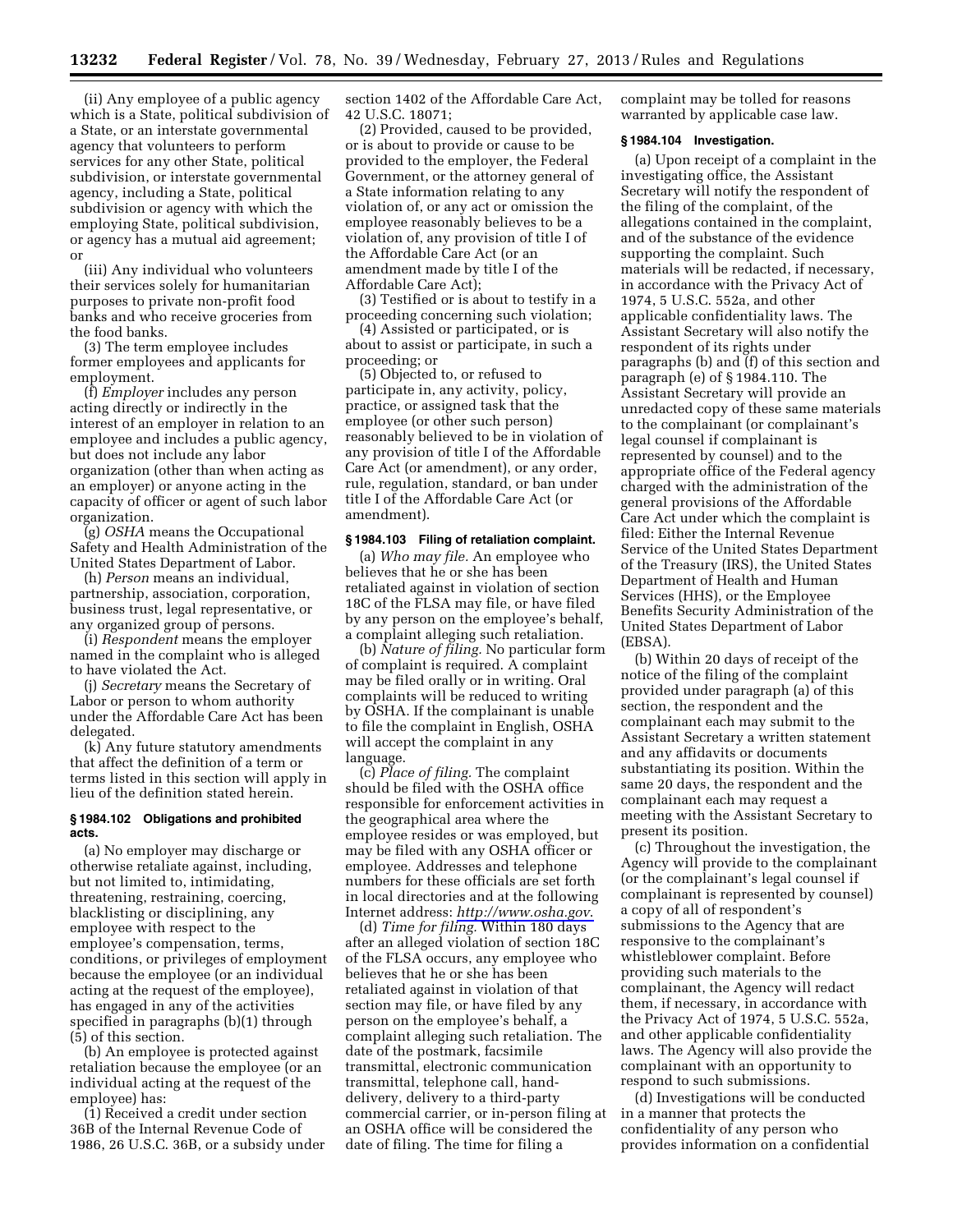(ii) Any employee of a public agency which is a State, political subdivision of a State, or an interstate governmental agency that volunteers to perform services for any other State, political subdivision, or interstate governmental agency, including a State, political subdivision or agency with which the employing State, political subdivision, or agency has a mutual aid agreement; or

(iii) Any individual who volunteers their services solely for humanitarian purposes to private non-profit food banks and who receive groceries from the food banks.

(3) The term employee includes former employees and applicants for employment.

(f) *Employer* includes any person acting directly or indirectly in the interest of an employer in relation to an employee and includes a public agency, but does not include any labor organization (other than when acting as an employer) or anyone acting in the capacity of officer or agent of such labor organization.

(g) *OSHA* means the Occupational Safety and Health Administration of the United States Department of Labor.

(h) *Person* means an individual, partnership, association, corporation, business trust, legal representative, or any organized group of persons.

(i) *Respondent* means the employer named in the complaint who is alleged to have violated the Act.

(j) *Secretary* means the Secretary of Labor or person to whom authority under the Affordable Care Act has been delegated.

(k) Any future statutory amendments that affect the definition of a term or terms listed in this section will apply in lieu of the definition stated herein.

### § 1984.102 Obligations and prohibited acts.

(a) No employer may discharge or otherwise retaliate against, including, but not limited to, intimidating, threatening, restraining, coercing, blacklisting or disciplining, any employee with respect to the employee's compensation, terms, conditions, or privileges of employment because the employee (or an individual acting at the request of the employee), has engaged in any of the activities specified in paragraphs (b)(1) through (5) of this section.

(b) An employee is protected against retaliation because the employee (or an individual acting at the request of the employee) has:

(1) Received a credit under section 36B of the Internal Revenue Code of 1986, 26 U.S.C. 36B, or a subsidy under section 1402 of the Affordable Care Act, 42 U.S.C. 18071;

(2) Provided, caused to be provided, or is about to provide or cause to be provided to the employer, the Federal Government, or the attorney general of a State information relating to any violation of, or any act or omission the employee reasonably believes to be a violation of, any provision of title I of the Affordable Care Act (or an amendment made by title I of the Affordable Care Act);

(3) Testified or is about to testify in a proceeding concerning such violation;

(4) Assisted or participated, or is about to assist or participate, in such a proceeding; or

(5) Objected to, or refused to participate in, any activity, policy, practice, or assigned task that the employee (or other such person) reasonably believed to be in violation of any provision of title I of the Affordable Care Act (or amendment), or any order, rule, regulation, standard, or ban under title I of the Affordable Care Act (or amendment).

### § 1984.103 Filing of retaliation complaint.

(a) *Who may file.* An employee who believes that he or she has been retaliated against in violation of section 18C of the FLSA may file, or have filed by any person on the employee's behalf, a complaint alleging such retaliation.

(b) *Nature of filing.* No particular form of complaint is required. A complaint may be filed orally or in writing. Oral complaints will be reduced to writing by OSHA. If the complainant is unable to file the complaint in English, OSHA will accept the complaint in any language.

(c) *Place of filing.* The complaint should be filed with the OSHA office responsible for enforcement activities in the geographical area where the employee resides or was employed, but may be filed with any OSHA officer or employee. Addresses and telephone numbers for these officials are set forth in local directories and at the following Internet address: *http://www.osha.gov*.

(d) *Time for filing.* Within 180 days after an alleged violation of section 18C of the FLSA occurs, any employee who believes that he or she has been retaliated against in violation of that section may file, or have filed by any person on the employee's behalf, a complaint alleging such retaliation. The date of the postmark, facsimile transmittal, electronic communication transmittal, telephone call, hand-delivery, delivery to a third-party commercial carrier, or in-person filing at an OSHA office will be considered the date of filing. The time for filing a complaint may be tolled for reasons warranted by applicable case law.

### § 1984.104 Investigation.

(a) Upon receipt of a complaint in the investigating office, the Assistant Secretary will notify the respondent of the filing of the complaint, of the allegations contained in the complaint, and of the substance of the evidence supporting the complaint. Such materials will be redacted, if necessary, in accordance with the Privacy Act of 1974, 5 U.S.C. 552a, and other applicable confidentiality laws. The Assistant Secretary will also notify the respondent of its rights under paragraphs (b) and (f) of this section and paragraph (e) of § 1984.110. The Assistant Secretary will provide an unredacted copy of these same materials to the complainant (or complainant's legal counsel if complainant is represented by counsel) and to the appropriate office of the Federal agency charged with the administration of the general provisions of the Affordable Care Act under which the complaint is filed: Either the Internal Revenue Service of the United States Department of the Treasury (IRS), the United States Department of Health and Human Services (HHS), or the Employee Benefits Security Administration of the United States Department of Labor (EBSA).

(b) Within 20 days of receipt of the notice of the filing of the complaint provided under paragraph (a) of this section, the respondent and the complainant each may submit to the Assistant Secretary a written statement and any affidavits or documents substantiating its position. Within the same 20 days, the respondent and the complainant each may request a meeting with the Assistant Secretary to present its position.

(c) Throughout the investigation, the Agency will provide to the complainant (or the complainant's legal counsel if complainant is represented by counsel) a copy of all of respondent's submissions to the Agency that are responsive to the complainant's whistleblower complaint. Before providing such materials to the complainant, the Agency will redact them, if necessary, in accordance with the Privacy Act of 1974, 5 U.S.C. 552a, and other applicable confidentiality laws. The Agency will also provide the complainant with an opportunity to respond to such submissions.

(d) Investigations will be conducted in a manner that protects the confidentiality of any person who provides information on a confidential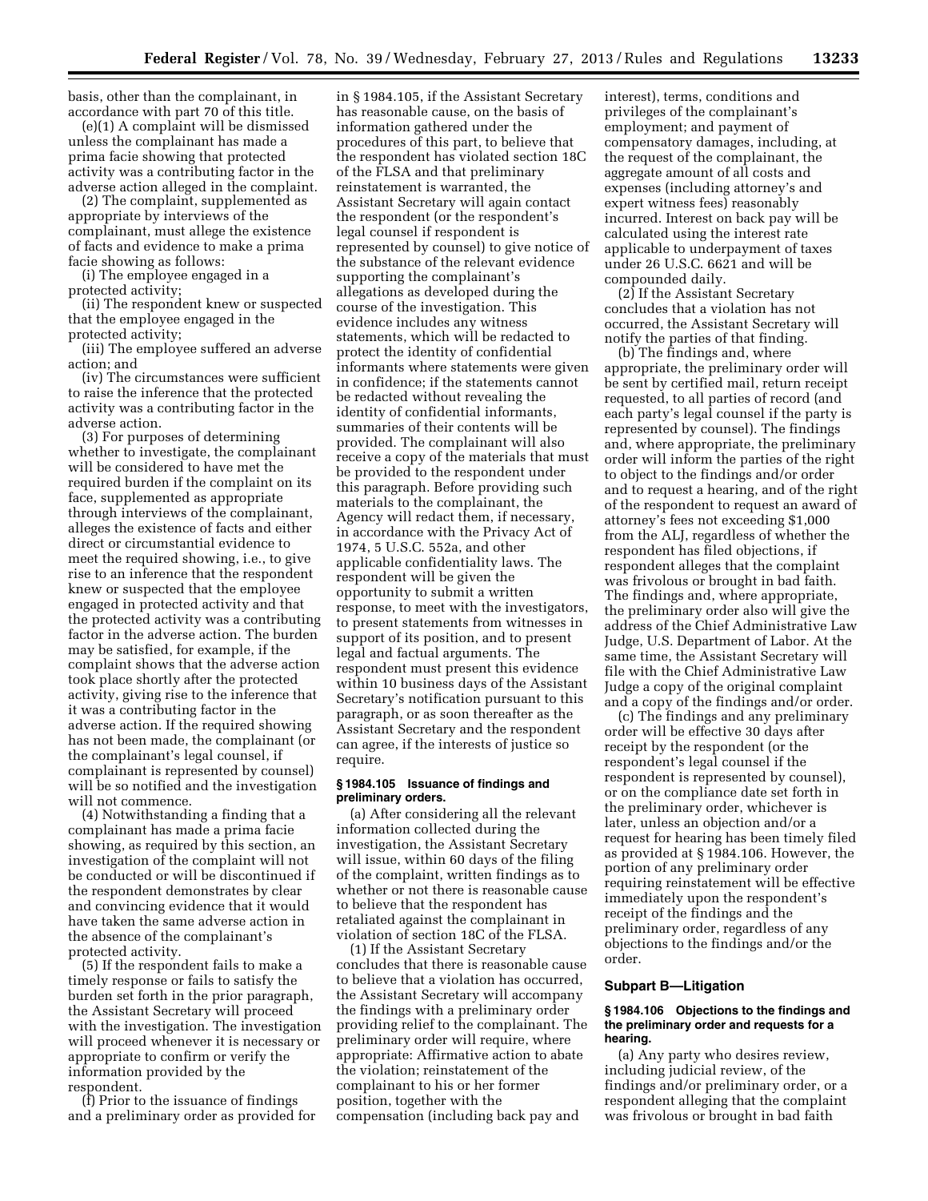basis, other than the complainant, in accordance with part 70 of this title.

(e)(1) A complaint will be dismissed unless the complainant has made a prima facie showing that protected activity was a contributing factor in the adverse action alleged in the complaint.

(2) The complaint, supplemented as appropriate by interviews of the complainant, must allege the existence of facts and evidence to make a prima facie showing as follows:

(i) The employee engaged in a protected activity;

(ii) The respondent knew or suspected that the employee engaged in the protected activity;

(iii) The employee suffered an adverse action; and

(iv) The circumstances were sufficient to raise the inference that the protected activity was a contributing factor in the adverse action.

(3) For purposes of determining whether to investigate, the complainant will be considered to have met the required burden if the complaint on its face, supplemented as appropriate through interviews of the complainant, alleges the existence of facts and either direct or circumstantial evidence to meet the required showing, i.e., to give rise to an inference that the respondent knew or suspected that the employee engaged in protected activity and that the protected activity was a contributing factor in the adverse action. The burden may be satisfied, for example, if the complaint shows that the adverse action took place shortly after the protected activity, giving rise to the inference that it was a contributing factor in the adverse action. If the required showing has not been made, the complainant (or the complainant's legal counsel, if complainant is represented by counsel) will be so notified and the investigation will not commence.

(4) Notwithstanding a finding that a complainant has made a prima facie showing, as required by this section, an investigation of the complaint will not be conducted or will be discontinued if the respondent demonstrates by clear and convincing evidence that it would have taken the same adverse action in the absence of the complainant's protected activity.

(5) If the respondent fails to make a timely response or fails to satisfy the burden set forth in the prior paragraph, the Assistant Secretary will proceed with the investigation. The investigation will proceed whenever it is necessary or appropriate to confirm or verify the information provided by the respondent.

(f) Prior to the issuance of findings and a preliminary order as provided for in § 1984.105, if the Assistant Secretary has reasonable cause, on the basis of information gathered under the procedures of this part, to believe that the respondent has violated section 18C of the FLSA and that preliminary reinstatement is warranted, the Assistant Secretary will again contact the respondent (or the respondent's legal counsel if respondent is represented by counsel) to give notice of the substance of the relevant evidence supporting the complainant's allegations as developed during the course of the investigation. This evidence includes any witness statements, which will be redacted to protect the identity of confidential informants where statements were given in confidence; if the statements cannot be redacted without revealing the identity of confidential informants, summaries of their contents will be provided. The complainant will also receive a copy of the materials that must be provided to the respondent under this paragraph. Before providing such materials to the complainant, the Agency will redact them, if necessary, in accordance with the Privacy Act of 1974, 5 U.S.C. 552a, and other applicable confidentiality laws. The respondent will be given the opportunity to submit a written response, to meet with the investigators, to present statements from witnesses in support of its position, and to present legal and factual arguments. The respondent must present this evidence within 10 business days of the Assistant Secretary's notification pursuant to this paragraph, or as soon thereafter as the Assistant Secretary and the respondent can agree, if the interests of justice so require.

#### § 1984.105 Issuance of findings and preliminary orders.

(a) After considering all the relevant information collected during the investigation, the Assistant Secretary will issue, within 60 days of the filing of the complaint, written findings as to whether or not there is reasonable cause to believe that the respondent has retaliated against the complainant in violation of section 18C of the FLSA.

(1) If the Assistant Secretary concludes that there is reasonable cause to believe that a violation has occurred, the Assistant Secretary will accompany the findings with a preliminary order providing relief to the complainant. The preliminary order will require, where appropriate: Affirmative action to abate the violation; reinstatement of the complainant to his or her former position, together with the compensation (including back pay and interest), terms, conditions and privileges of the complainant's employment; and payment of compensatory damages, including, at the request of the complainant, the aggregate amount of all costs and expenses (including attorney's and expert witness fees) reasonably incurred. Interest on back pay will be calculated using the interest rate applicable to underpayment of taxes under 26 U.S.C. 6621 and will be compounded daily.

(2) If the Assistant Secretary concludes that a violation has not occurred, the Assistant Secretary will notify the parties of that finding.

(b) The findings and, where appropriate, the preliminary order will be sent by certified mail, return receipt requested, to all parties of record (and each party's legal counsel if the party is represented by counsel). The findings and, where appropriate, the preliminary order will inform the parties of the right to object to the findings and/or order and to request a hearing, and of the right of the respondent to request an award of attorney's fees not exceeding $1,000 from the ALJ, regardless of whether the respondent has filed objections, if respondent alleges that the complaint was frivolous or brought in bad faith. The findings and, where appropriate, the preliminary order also will give the address of the Chief Administrative Law Judge, U.S. Department of Labor. At the same time, the Assistant Secretary will file with the Chief Administrative Law Judge a copy of the original complaint and a copy of the findings and/or order.

(c) The findings and any preliminary order will be effective 30 days after receipt by the respondent (or the respondent's legal counsel if the respondent is represented by counsel), or on the compliance date set forth in the preliminary order, whichever is later, unless an objection and/or a request for hearing has been timely filed as provided at § 1984.106. However, the portion of any preliminary order requiring reinstatement will be effective immediately upon the respondent's receipt of the findings and the preliminary order, regardless of any objections to the findings and/or the order.

### Subpart B—Litigation

#### § 1984.106 Objections to the findings and the preliminary order and requests for a hearing.

(a) Any party who desires review, including judicial review, of the findings and/or preliminary order, or a respondent alleging that the complaint was frivolous or brought in bad faith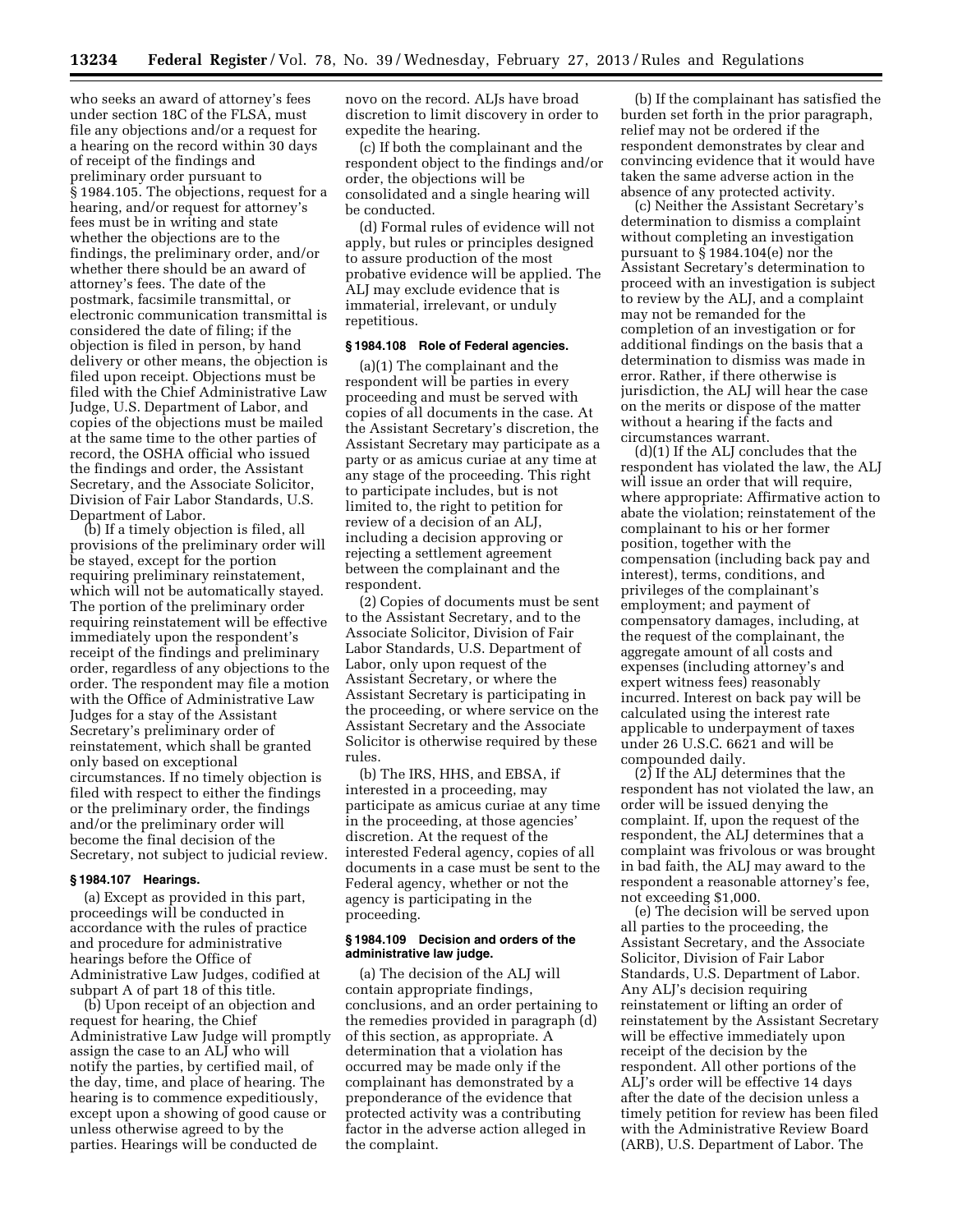who seeks an award of attorney's fees under section 18C of the FLSA, must file any objections and/or a request for a hearing on the record within 30 days of receipt of the findings and preliminary order pursuant to § 1984.105. The objections, request for a hearing, and/or request for attorney's fees must be in writing and state whether the objections are to the findings, the preliminary order, and/or whether there should be an award of attorney's fees. The date of the postmark, facsimile transmittal, or electronic communication transmittal is considered the date of filing; if the objection is filed in person, by hand delivery or other means, the objection is filed upon receipt. Objections must be filed with the Chief Administrative Law Judge, U.S. Department of Labor, and copies of the objections must be mailed at the same time to the other parties of record, the OSHA official who issued the findings and order, the Assistant Secretary, and the Associate Solicitor, Division of Fair Labor Standards, U.S. Department of Labor.

(b) If a timely objection is filed, all provisions of the preliminary order will be stayed, except for the portion requiring preliminary reinstatement, which will not be automatically stayed. The portion of the preliminary order requiring reinstatement will be effective immediately upon the respondent's receipt of the findings and preliminary order, regardless of any objections to the order. The respondent may file a motion with the Office of Administrative Law Judges for a stay of the Assistant Secretary's preliminary order of reinstatement, which shall be granted only based on exceptional circumstances. If no timely objection is filed with respect to either the findings or the preliminary order, the findings and/or the preliminary order will become the final decision of the Secretary, not subject to judicial review.

### § 1984.107 Hearings.

(a) Except as provided in this part, proceedings will be conducted in accordance with the rules of practice and procedure for administrative hearings before the Office of Administrative Law Judges, codified at subpart A of part 18 of this title.

(b) Upon receipt of an objection and request for hearing, the Chief Administrative Law Judge will promptly assign the case to an ALJ who will notify the parties, by certified mail, of the day, time, and place of hearing. The hearing is to commence expeditiously, except upon a showing of good cause or unless otherwise agreed to by the parties. Hearings will be conducted de novo on the record. ALJs have broad discretion to limit discovery in order to expedite the hearing.

(c) If both the complainant and the respondent object to the findings and/or order, the objections will be consolidated and a single hearing will be conducted.

(d) Formal rules of evidence will not apply, but rules or principles designed to assure production of the most probative evidence will be applied. The ALJ may exclude evidence that is immaterial, irrelevant, or unduly repetitious.

### § 1984.108 Role of Federal agencies.

(a)(1) The complainant and the respondent will be parties in every proceeding and must be served with copies of all documents in the case. At the Assistant Secretary's discretion, the Assistant Secretary may participate as a party or as amicus curiae at any time at any stage of the proceeding. This right to participate includes, but is not limited to, the right to petition for review of a decision of an ALJ, including a decision approving or rejecting a settlement agreement between the complainant and the respondent.

(2) Copies of documents must be sent to the Assistant Secretary, and to the Associate Solicitor, Division of Fair Labor Standards, U.S. Department of Labor, only upon request of the Assistant Secretary, or where the Assistant Secretary is participating in the proceeding, or where service on the Assistant Secretary and the Associate Solicitor is otherwise required by these rules.

(b) The IRS, HHS, and EBSA, if interested in a proceeding, may participate as amicus curiae at any time in the proceeding, at those agencies' discretion. At the request of the interested Federal agency, copies of all documents in a case must be sent to the Federal agency, whether or not the agency is participating in the proceeding.

### § 1984.109 Decision and orders of the administrative law judge.

(a) The decision of the ALJ will contain appropriate findings, conclusions, and an order pertaining to the remedies provided in paragraph (d) of this section, as appropriate. A determination that a violation has occurred may be made only if the complainant has demonstrated by a preponderance of the evidence that protected activity was a contributing factor in the adverse action alleged in the complaint.

(b) If the complainant has satisfied the burden set forth in the prior paragraph, relief may not be ordered if the respondent demonstrates by clear and convincing evidence that it would have taken the same adverse action in the absence of any protected activity.

(c) Neither the Assistant Secretary's determination to dismiss a complaint without completing an investigation pursuant to § 1984.104(e) nor the Assistant Secretary's determination to proceed with an investigation is subject to review by the ALJ, and a complaint may not be remanded for the completion of an investigation or for additional findings on the basis that a determination to dismiss was made in error. Rather, if there otherwise is jurisdiction, the ALJ will hear the case on the merits or dispose of the matter without a hearing if the facts and circumstances warrant.

(d)(1) If the ALJ concludes that the respondent has violated the law, the ALJ will issue an order that will require, where appropriate: Affirmative action to abate the violation; reinstatement of the complainant to his or her former position, together with the compensation (including back pay and interest), terms, conditions, and privileges of the complainant's employment; and payment of compensatory damages, including, at the request of the complainant, the aggregate amount of all costs and expenses (including attorney's and expert witness fees) reasonably incurred. Interest on back pay will be calculated using the interest rate applicable to underpayment of taxes under 26 U.S.C. 6621 and will be compounded daily.

(2) If the ALJ determines that the respondent has not violated the law, an order will be issued denying the complaint. If, upon the request of the respondent, the ALJ determines that a complaint was frivolous or was brought in bad faith, the ALJ may award to the respondent a reasonable attorney's fee, not exceeding $1,000.

(e) The decision will be served upon all parties to the proceeding, the Assistant Secretary, and the Associate Solicitor, Division of Fair Labor Standards, U.S. Department of Labor. Any ALJ's decision requiring reinstatement or lifting an order of reinstatement by the Assistant Secretary will be effective immediately upon receipt of the decision by the respondent. All other portions of the ALJ's order will be effective 14 days after the date of the decision unless a timely petition for review has been filed with the Administrative Review Board (ARB), U.S. Department of Labor. The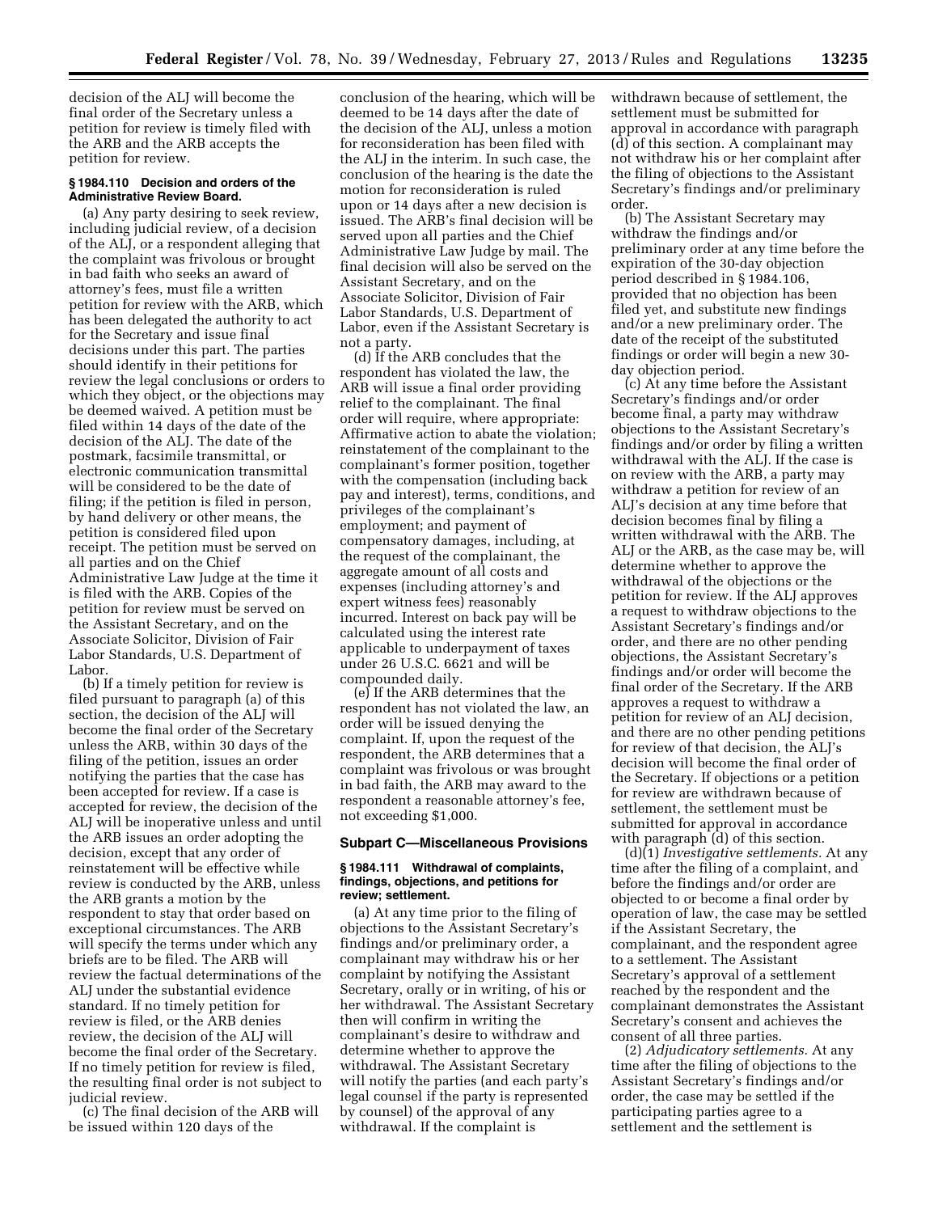decision of the ALJ will become the final order of the Secretary unless a petition for review is timely filed with the ARB and the ARB accepts the petition for review.

### § 1984.110 Decision and orders of the Administrative Review Board.

(a) Any party desiring to seek review, including judicial review, of a decision of the ALJ, or a respondent alleging that the complaint was frivolous or brought in bad faith who seeks an award of attorney's fees, must file a written petition for review with the ARB, which has been delegated the authority to act for the Secretary and issue final decisions under this part. The parties should identify in their petitions for review the legal conclusions or orders to which they object, or the objections may be deemed waived. A petition must be filed within 14 days of the date of the decision of the ALJ. The date of the postmark, facsimile transmittal, or electronic communication transmittal will be considered to be the date of filing; if the petition is filed in person, by hand delivery or other means, the petition is considered filed upon receipt. The petition must be served on all parties and on the Chief Administrative Law Judge at the time it is filed with the ARB. Copies of the petition for review must be served on the Assistant Secretary, and on the Associate Solicitor, Division of Fair Labor Standards, U.S. Department of Labor.

(b) If a timely petition for review is filed pursuant to paragraph (a) of this section, the decision of the ALJ will become the final order of the Secretary unless the ARB, within 30 days of the filing of the petition, issues an order notifying the parties that the case has been accepted for review. If a case is accepted for review, the decision of the ALJ will be inoperative unless and until the ARB issues an order adopting the decision, except that any order of reinstatement will be effective while review is conducted by the ARB, unless the ARB grants a motion by the respondent to stay that order based on exceptional circumstances. The ARB will specify the terms under which any briefs are to be filed. The ARB will review the factual determinations of the ALJ under the substantial evidence standard. If no timely petition for review is filed, or the ARB denies review, the decision of the ALJ will become the final order of the Secretary. If no timely petition for review is filed, the resulting final order is not subject to judicial review.

(c) The final decision of the ARB will be issued within 120 days of the conclusion of the hearing, which will be deemed to be 14 days after the date of the decision of the ALJ, unless a motion for reconsideration has been filed with the ALJ in the interim. In such case, the conclusion of the hearing is the date the motion for reconsideration is ruled upon or 14 days after a new decision is issued. The ARB's final decision will be served upon all parties and the Chief Administrative Law Judge by mail. The final decision will also be served on the Assistant Secretary, and on the Associate Solicitor, Division of Fair Labor Standards, U.S. Department of Labor, even if the Assistant Secretary is not a party.

(d) If the ARB concludes that the respondent has violated the law, the ARB will issue a final order providing relief to the complainant. The final order will require, where appropriate: Affirmative action to abate the violation; reinstatement of the complainant to the complainant's former position, together with the compensation (including back pay and interest), terms, conditions, and privileges of the complainant's employment; and payment of compensatory damages, including, at the request of the complainant, the aggregate amount of all costs and expenses (including attorney's and expert witness fees) reasonably incurred. Interest on back pay will be calculated using the interest rate applicable to underpayment of taxes under 26 U.S.C. 6621 and will be compounded daily.

(e) If the ARB determines that the respondent has not violated the law, an order will be issued denying the complaint. If, upon the request of the respondent, the ARB determines that a complaint was frivolous or was brought in bad faith, the ARB may award to the respondent a reasonable attorney's fee, not exceeding $1,000.

## Subpart C—Miscellaneous Provisions

### § 1984.111 Withdrawal of complaints, findings, objections, and petitions for review; settlement.

(a) At any time prior to the filing of objections to the Assistant Secretary's findings and/or preliminary order, a complainant may withdraw his or her complaint by notifying the Assistant Secretary, orally or in writing, of his or her withdrawal. The Assistant Secretary then will confirm in writing the complainant's desire to withdraw and determine whether to approve the withdrawal. The Assistant Secretary will notify the parties (and each party's legal counsel if the party is represented by counsel) of the approval of any withdrawal. If the complaint is withdrawn because of settlement, the settlement must be submitted for approval in accordance with paragraph (d) of this section. A complainant may not withdraw his or her complaint after the filing of objections to the Assistant Secretary's findings and/or preliminary order.

(b) The Assistant Secretary may withdraw the findings and/or preliminary order at any time before the expiration of the 30-day objection period described in § 1984.106, provided that no objection has been filed yet, and substitute new findings and/or a new preliminary order. The date of the receipt of the substituted findings or order will begin a new 30-day objection period.

(c) At any time before the Assistant Secretary's findings and/or order become final, a party may withdraw objections to the Assistant Secretary's findings and/or order by filing a written withdrawal with the ALJ. If the case is on review with the ARB, a party may withdraw a petition for review of an ALJ's decision at any time before that decision becomes final by filing a written withdrawal with the ARB. The ALJ or the ARB, as the case may be, will determine whether to approve the withdrawal of the objections or the petition for review. If the ALJ approves a request to withdraw objections to the Assistant Secretary's findings and/or order, and there are no other pending objections, the Assistant Secretary's findings and/or order will become the final order of the Secretary. If the ARB approves a request to withdraw a petition for review of an ALJ decision, and there are no other pending petitions for review of that decision, the ALJ's decision will become the final order of the Secretary. If objections or a petition for review are withdrawn because of settlement, the settlement must be submitted for approval in accordance with paragraph (d) of this section.

(d)(1) *Investigative settlements.* At any time after the filing of a complaint, and before the findings and/or order are objected to or become a final order by operation of law, the case may be settled if the Assistant Secretary, the complainant, and the respondent agree to a settlement. The Assistant Secretary's approval of a settlement reached by the respondent and the complainant demonstrates the Assistant Secretary's consent and achieves the consent of all three parties.

(2) *Adjudicatory settlements.* At any time after the filing of objections to the Assistant Secretary's findings and/or order, the case may be settled if the participating parties agree to a settlement and the settlement is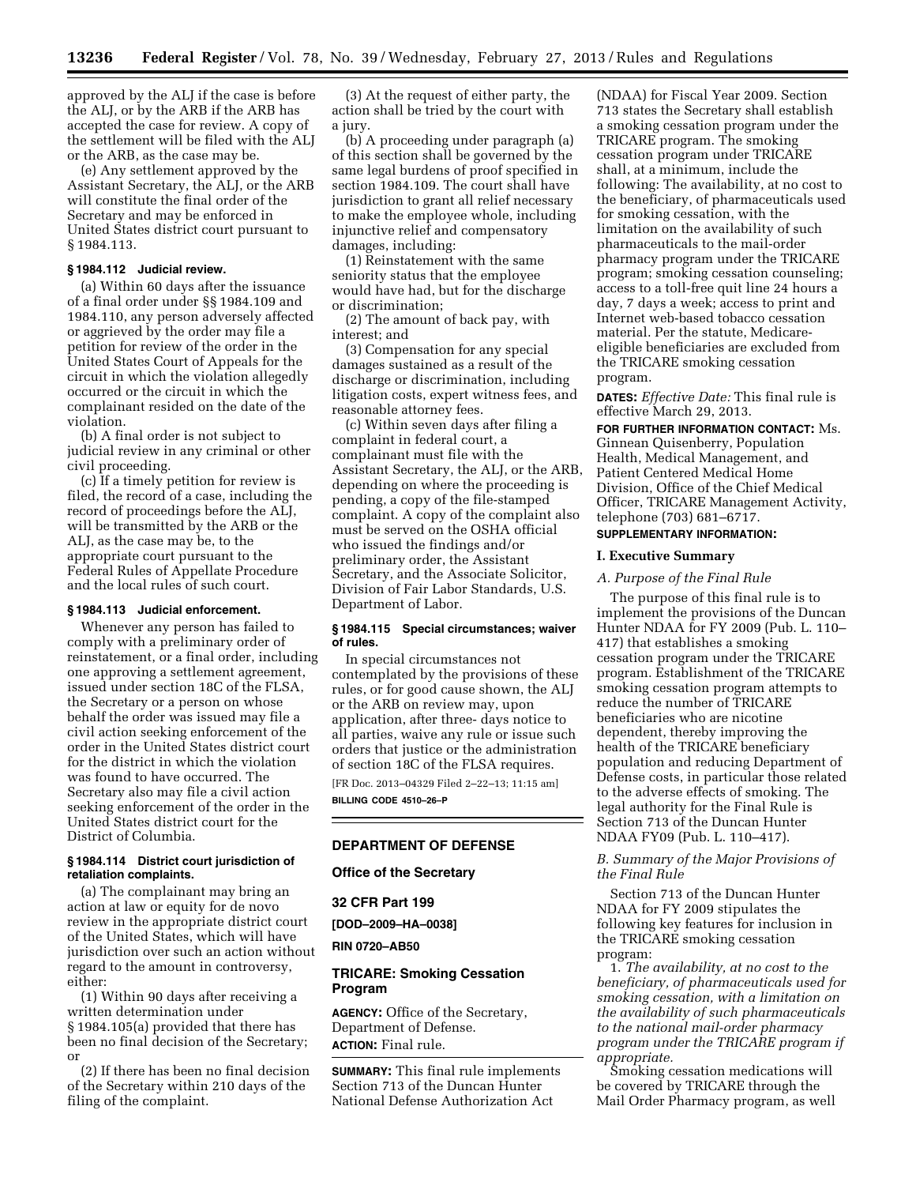approved by the ALJ if the case is before the ALJ, or by the ARB if the ARB has accepted the case for review. A copy of the settlement will be filed with the ALJ or the ARB, as the case may be.

(e) Any settlement approved by the Assistant Secretary, the ALJ, or the ARB will constitute the final order of the Secretary and may be enforced in United States district court pursuant to § 1984.113.

#### § 1984.112 Judicial review.

(a) Within 60 days after the issuance of a final order under §§ 1984.109 and 1984.110, any person adversely affected or aggrieved by the order may file a petition for review of the order in the United States Court of Appeals for the circuit in which the violation allegedly occurred or the circuit in which the complainant resided on the date of the violation.

(b) A final order is not subject to judicial review in any criminal or other civil proceeding.

(c) If a timely petition for review is filed, the record of a case, including the record of proceedings before the ALJ, will be transmitted by the ARB or the ALJ, as the case may be, to the appropriate court pursuant to the Federal Rules of Appellate Procedure and the local rules of such court.

#### § 1984.113 Judicial enforcement.

Whenever any person has failed to comply with a preliminary order of reinstatement, or a final order, including one approving a settlement agreement, issued under section 18C of the FLSA, the Secretary or a person on whose behalf the order was issued may file a civil action seeking enforcement of the order in the United States district court for the district in which the violation was found to have occurred. The Secretary also may file a civil action seeking enforcement of the order in the United States district court for the District of Columbia.

#### § 1984.114 District court jurisdiction of retaliation complaints.

(a) The complainant may bring an action at law or equity for de novo review in the appropriate district court of the United States, which will have jurisdiction over such an action without regard to the amount in controversy, either:

(1) Within 90 days after receiving a written determination under § 1984.105(a) provided that there has been no final decision of the Secretary; or

(2) If there has been no final decision of the Secretary within 210 days of the filing of the complaint.

(3) At the request of either party, the action shall be tried by the court with a jury.

(b) A proceeding under paragraph (a) of this section shall be governed by the same legal burdens of proof specified in section 1984.109. The court shall have jurisdiction to grant all relief necessary to make the employee whole, including injunctive relief and compensatory damages, including:

(1) Reinstatement with the same seniority status that the employee would have had, but for the discharge or discrimination;

(2) The amount of back pay, with interest; and

(3) Compensation for any special damages sustained as a result of the discharge or discrimination, including litigation costs, expert witness fees, and reasonable attorney fees.

(c) Within seven days after filing a complaint in federal court, a complainant must file with the Assistant Secretary, the ALJ, or the ARB, depending on where the proceeding is pending, a copy of the file-stamped complaint. A copy of the complaint also must be served on the OSHA official who issued the findings and/or preliminary order, the Assistant Secretary, and the Associate Solicitor, Division of Fair Labor Standards, U.S. Department of Labor.

#### § 1984.115 Special circumstances; waiver of rules.

In special circumstances not contemplated by the provisions of these rules, or for good cause shown, the ALJ or the ARB on review may, upon application, after three- days notice to all parties, waive any rule or issue such orders that justice or the administration of section 18C of the FLSA requires.

[FR Doc. 2013–04329 Filed 2–22–13; 11:15 am]

**BILLING CODE 4510–26–P**

## DEPARTMENT OF DEFENSE

### Office of the Secretary

### 32 CFR Part 199

**[DOD–2009–HA–0038]**

**RIN 0720–AB50**

### TRICARE: Smoking Cessation Program

**AGENCY:** Office of the Secretary, Department of Defense.

**ACTION:** Final rule.

**SUMMARY:** This final rule implements Section 713 of the Duncan Hunter National Defense Authorization Act (NDAA) for Fiscal Year 2009. Section 713 states the Secretary shall establish a smoking cessation program under the TRICARE program. The smoking cessation program under TRICARE shall, at a minimum, include the following: The availability, at no cost to the beneficiary, of pharmaceuticals used for smoking cessation, with the limitation on the availability of such pharmaceuticals to the mail-order pharmacy program under the TRICARE program; smoking cessation counseling; access to a toll-free quit line 24 hours a day, 7 days a week; access to print and Internet web-based tobacco cessation material. Per the statute, Medicare-eligible beneficiaries are excluded from the TRICARE smoking cessation program.

**DATES:** *Effective Date:* This final rule is effective March 29, 2013.

**FOR FURTHER INFORMATION CONTACT:** Ms. Ginnean Quisenberry, Population Health, Medical Management, and Patient Centered Medical Home Division, Office of the Chief Medical Officer, TRICARE Management Activity, telephone (703) 681–6717.

**SUPPLEMENTARY INFORMATION:**

### I. Executive Summary

#### *A. Purpose of the Final Rule*

The purpose of this final rule is to implement the provisions of the Duncan Hunter NDAA for FY 2009 (Pub. L. 110–417) that establishes a smoking cessation program under the TRICARE program. Establishment of the TRICARE smoking cessation program attempts to reduce the number of TRICARE beneficiaries who are nicotine dependent, thereby improving the health of the TRICARE beneficiary population and reducing Department of Defense costs, in particular those related to the adverse effects of smoking. The legal authority for the Final Rule is Section 713 of the Duncan Hunter NDAA FY09 (Pub. L. 110–417).

#### *B. Summary of the Major Provisions of the Final Rule*

Section 713 of the Duncan Hunter NDAA for FY 2009 stipulates the following key features for inclusion in the TRICARE smoking cessation program:

1. *The availability, at no cost to the beneficiary, of pharmaceuticals used for smoking cessation, with a limitation on the availability of such pharmaceuticals to the national mail-order pharmacy program under the TRICARE program if appropriate.*

Smoking cessation medications will be covered by TRICARE through the Mail Order Pharmacy program, as well